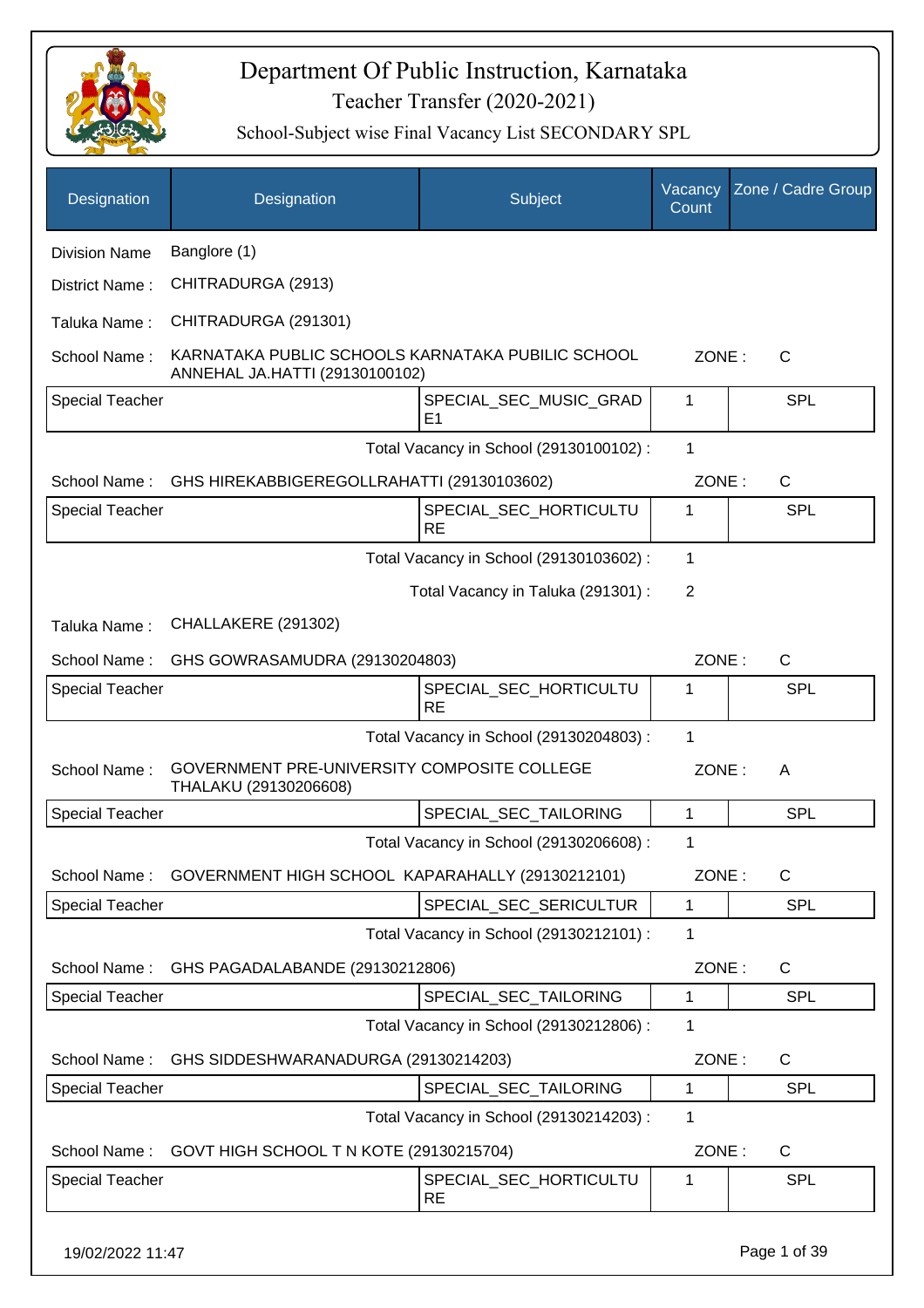# Department Of Public Instruction, Karnataka

## Teacher Transfer (2020-2021)

### School-Subject wise Final Vacancy List SECONDARY SPL

| Designation | Designation | Subject | Vacancy Count | Zone / Cadre Group |
|---|---|---|---|---|
| Division Name | Banglore (1) | | | |
| District Name : | CHITRADURGA (2913) | | | |
| Taluka Name : | CHITRADURGA (291301) | | | |
| School Name : | KARNATAKA PUBLIC SCHOOLS KARNATAKA PUBILIC SCHOOL ANNEHAL JA.HATTI (29130100102) | | ZONE : | C |
| Special Teacher | | SPECIAL_SEC_MUSIC_GRADE1 | 1 | SPL |
| | | Total Vacancy in School (29130100102) : | 1 | |
| School Name : | GHS HIREKABBIGEREGOLLRAHATTI (29130103602) | | ZONE : | C |
| Special Teacher | | SPECIAL_SEC_HORTICULTURE | 1 | SPL |
| | | Total Vacancy in School (29130103602) : | 1 | |
| | | Total Vacancy in Taluka (291301) : | 2 | |
| Taluka Name : | CHALLAKERE (291302) | | | |
| School Name : | GHS GOWRASAMUDRA (29130204803) | | ZONE : | C |
| Special Teacher | | SPECIAL_SEC_HORTICULTURE | 1 | SPL |
| | | Total Vacancy in School (29130204803) : | 1 | |
| School Name : | GOVERNMENT PRE-UNIVERSITY COMPOSITE COLLEGE THALAKU (29130206608) | | ZONE : | A |
| Special Teacher | | SPECIAL_SEC_TAILORING | 1 | SPL |
| | | Total Vacancy in School (29130206608) : | 1 | |
| School Name : | GOVERNMENT HIGH SCHOOL KAPARAHALLY (29130212101) | | ZONE : | C |
| Special Teacher | | SPECIAL_SEC_SERICULTUR | 1 | SPL |
| | | Total Vacancy in School (29130212101) : | 1 | |
| School Name : | GHS PAGADALABANDE (29130212806) | | ZONE : | C |
| Special Teacher | | SPECIAL_SEC_TAILORING | 1 | SPL |
| | | Total Vacancy in School (29130212806) : | 1 | |
| School Name : | GHS SIDDESHWARANADURGA (29130214203) | | ZONE : | C |
| Special Teacher | | SPECIAL_SEC_TAILORING | 1 | SPL |
| | | Total Vacancy in School (29130214203) : | 1 | |
| School Name : | GOVT HIGH SCHOOL T N KOTE (29130215704) | | ZONE : | C |
| Special Teacher | | SPECIAL_SEC_HORTICULTURE | 1 | SPL |

19/02/2022 11:47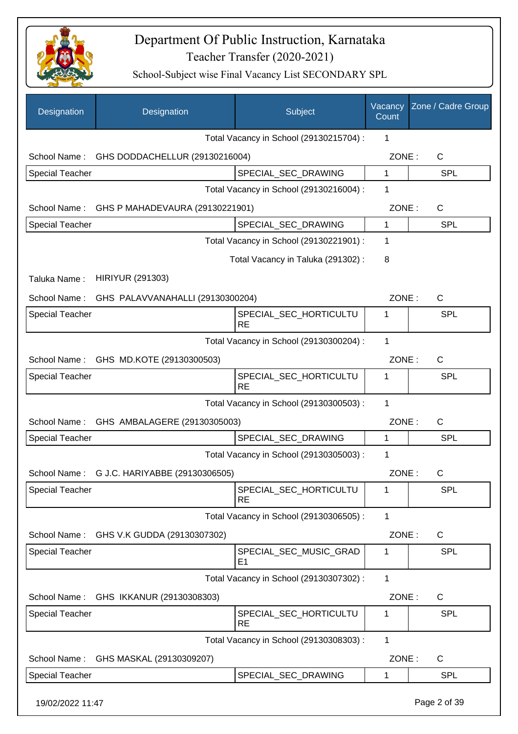# Department Of Public Instruction, Karnataka

## Teacher Transfer (2020-2021)

### School-Subject wise Final Vacancy List SECONDARY SPL

| Designation | Designation | Subject | Vacancy Count | Zone / Cadre Group |
|---|---|---|---|---|
| | | Total Vacancy in School (29130215704) : | 1 | |
| School Name : | GHS DODDACHELLUR (29130216004) | | ZONE : | C |
| Special Teacher | | SPECIAL_SEC_DRAWING | 1 | SPL |
| | | Total Vacancy in School (29130216004) : | 1 | |
| School Name : | GHS P MAHADEVAURA (29130221901) | | ZONE : | C |
| Special Teacher | | SPECIAL_SEC_DRAWING | 1 | SPL |
| | | Total Vacancy in School (29130221901) : | 1 | |
| | | Total Vacancy in Taluka (291302) : | 8 | |
| Taluka Name : | HIRIYUR (291303) | | | |
| School Name : | GHS PALAVVANAHALLI (29130300204) | | ZONE : | C |
| Special Teacher | | SPECIAL_SEC_HORTICULTURE | 1 | SPL |
| | | Total Vacancy in School (29130300204) : | 1 | |
| School Name : | GHS MD.KOTE (29130300503) | | ZONE : | C |
| Special Teacher | | SPECIAL_SEC_HORTICULTURE | 1 | SPL |
| | | Total Vacancy in School (29130300503) : | 1 | |
| School Name : | GHS AMBALAGERE (29130305003) | | ZONE : | C |
| Special Teacher | | SPECIAL_SEC_DRAWING | 1 | SPL |
| | | Total Vacancy in School (29130305003) : | 1 | |
| School Name : | G J.C. HARIYABBE (29130306505) | | ZONE : | C |
| Special Teacher | | SPECIAL_SEC_HORTICULTURE | 1 | SPL |
| | | Total Vacancy in School (29130306505) : | 1 | |
| School Name : | GHS V.K GUDDA (29130307302) | | ZONE : | C |
| Special Teacher | | SPECIAL_SEC_MUSIC_GRADE1 | 1 | SPL |
| | | Total Vacancy in School (29130307302) : | 1 | |
| School Name : | GHS IKKANUR (29130308303) | | ZONE : | C |
| Special Teacher | | SPECIAL_SEC_HORTICULTURE | 1 | SPL |
| | | Total Vacancy in School (29130308303) : | 1 | |
| School Name : | GHS MASKAL (29130309207) | | ZONE : | C |
| Special Teacher | | SPECIAL_SEC_DRAWING | 1 | SPL |

19/02/2022 11:47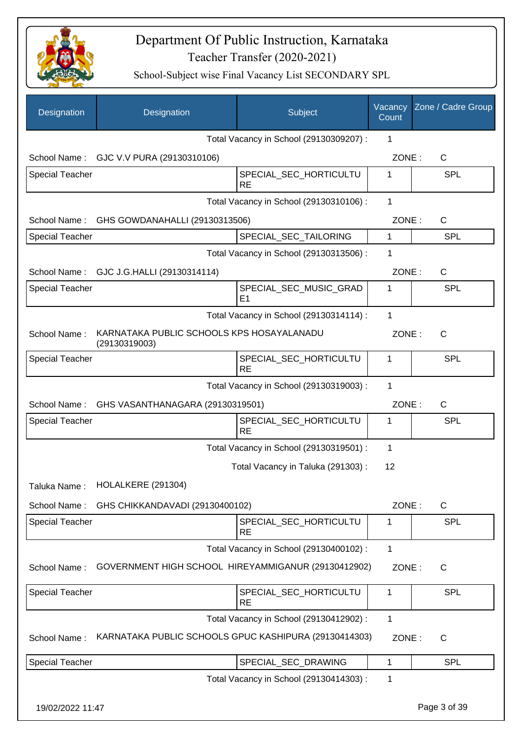# Department Of Public Instruction, Karnataka

## Teacher Transfer (2020-2021)

### School-Subject wise Final Vacancy List SECONDARY SPL

| Designation | Designation | Subject | Vacancy Count | Zone / Cadre Group |
|---|---|---|---|---|
| | | Total Vacancy in School (29130309207) : | 1 | |
| School Name : | GJC V.V PURA (29130310106) | | ZONE : | C |
| Special Teacher | | SPECIAL_SEC_HORTICULTURE | 1 | SPL |
| | | Total Vacancy in School (29130310106) : | 1 | |
| School Name : | GHS GOWDANAHALLI (29130313506) | | ZONE : | C |
| Special Teacher | | SPECIAL_SEC_TAILORING | 1 | SPL |
| | | Total Vacancy in School (29130313506) : | 1 | |
| School Name : | GJC J.G.HALLI (29130314114) | | ZONE : | C |
| Special Teacher | | SPECIAL_SEC_MUSIC_GRADE1 | 1 | SPL |
| | | Total Vacancy in School (29130314114) : | 1 | |
| School Name : | KARNATAKA PUBLIC SCHOOLS KPS HOSAYALANADU (29130319003) | | ZONE : | C |
| Special Teacher | | SPECIAL_SEC_HORTICULTURE | 1 | SPL |
| | | Total Vacancy in School (29130319003) : | 1 | |
| School Name : | GHS VASANTHANAGARA (29130319501) | | ZONE : | C |
| Special Teacher | | SPECIAL_SEC_HORTICULTURE | 1 | SPL |
| | | Total Vacancy in School (29130319501) : | 1 | |
| | | Total Vacancy in Taluka (291303) : | 12 | |
| Taluka Name : | HOLALKERE (291304) | | | |
| School Name : | GHS CHIKKANDAVADI (29130400102) | | ZONE : | C |
| Special Teacher | | SPECIAL_SEC_HORTICULTURE | 1 | SPL |
| | | Total Vacancy in School (29130400102) : | 1 | |
| School Name : | GOVERNMENT HIGH SCHOOL HIREYAMMIGANUR (29130412902) | | ZONE : | C |
| Special Teacher | | SPECIAL_SEC_HORTICULTURE | 1 | SPL |
| | | Total Vacancy in School (29130412902) : | 1 | |
| School Name : | KARNATAKA PUBLIC SCHOOLS GPUC KASHIPURA (29130414303) | | ZONE : | C |
| Special Teacher | | SPECIAL_SEC_DRAWING | 1 | SPL |
| | | Total Vacancy in School (29130414303) : | 1 | |

19/02/2022 11:47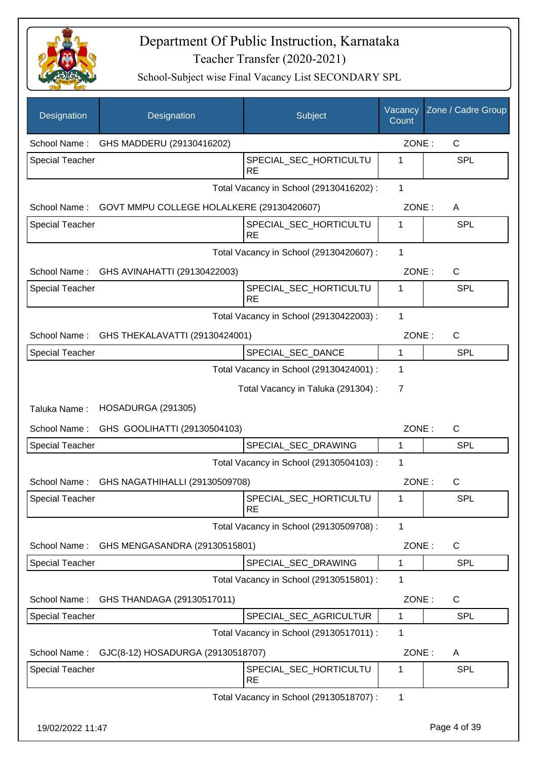# Department Of Public Instruction, Karnataka

## Teacher Transfer (2020-2021)

### School-Subject wise Final Vacancy List SECONDARY SPL

| Designation | Designation | Subject | Vacancy Count | Zone / Cadre Group |
|---|---|---|---|---|
| School Name : | GHS MADDERU (29130416202) | | ZONE : | C |
| Special Teacher | | SPECIAL_SEC_HORTICULTURE | 1 | SPL |
| | | Total Vacancy in School (29130416202) : | 1 | |
| School Name : | GOVT MMPU COLLEGE HOLALKERE (29130420607) | | ZONE : | A |
| Special Teacher | | SPECIAL_SEC_HORTICULTURE | 1 | SPL |
| | | Total Vacancy in School (29130420607) : | 1 | |
| School Name : | GHS AVINAHATTI (29130422003) | | ZONE : | C |
| Special Teacher | | SPECIAL_SEC_HORTICULTURE | 1 | SPL |
| | | Total Vacancy in School (29130422003) : | 1 | |
| School Name : | GHS THEKALAVATTI (29130424001) | | ZONE : | C |
| Special Teacher | | SPECIAL_SEC_DANCE | 1 | SPL |
| | | Total Vacancy in School (29130424001) : | 1 | |
| | | Total Vacancy in Taluka (291304) : | 7 | |
| Taluka Name : | HOSADURGA (291305) | | | |
| School Name : | GHS GOOLIHATTI (29130504103) | | ZONE : | C |
| Special Teacher | | SPECIAL_SEC_DRAWING | 1 | SPL |
| | | Total Vacancy in School (29130504103) : | 1 | |
| School Name : | GHS NAGATHIHALLI (29130509708) | | ZONE : | C |
| Special Teacher | | SPECIAL_SEC_HORTICULTURE | 1 | SPL |
| | | Total Vacancy in School (29130509708) : | 1 | |
| School Name : | GHS MENGASANDRA (29130515801) | | ZONE : | C |
| Special Teacher | | SPECIAL_SEC_DRAWING | 1 | SPL |
| | | Total Vacancy in School (29130515801) : | 1 | |
| School Name : | GHS THANDAGA (29130517011) | | ZONE : | C |
| Special Teacher | | SPECIAL_SEC_AGRICULTUR | 1 | SPL |
| | | Total Vacancy in School (29130517011) : | 1 | |
| School Name : | GJC(8-12) HOSADURGA (29130518707) | | ZONE : | A |
| Special Teacher | | SPECIAL_SEC_HORTICULTURE | 1 | SPL |
| | | Total Vacancy in School (29130518707) : | 1 | |

19/02/2022 11:47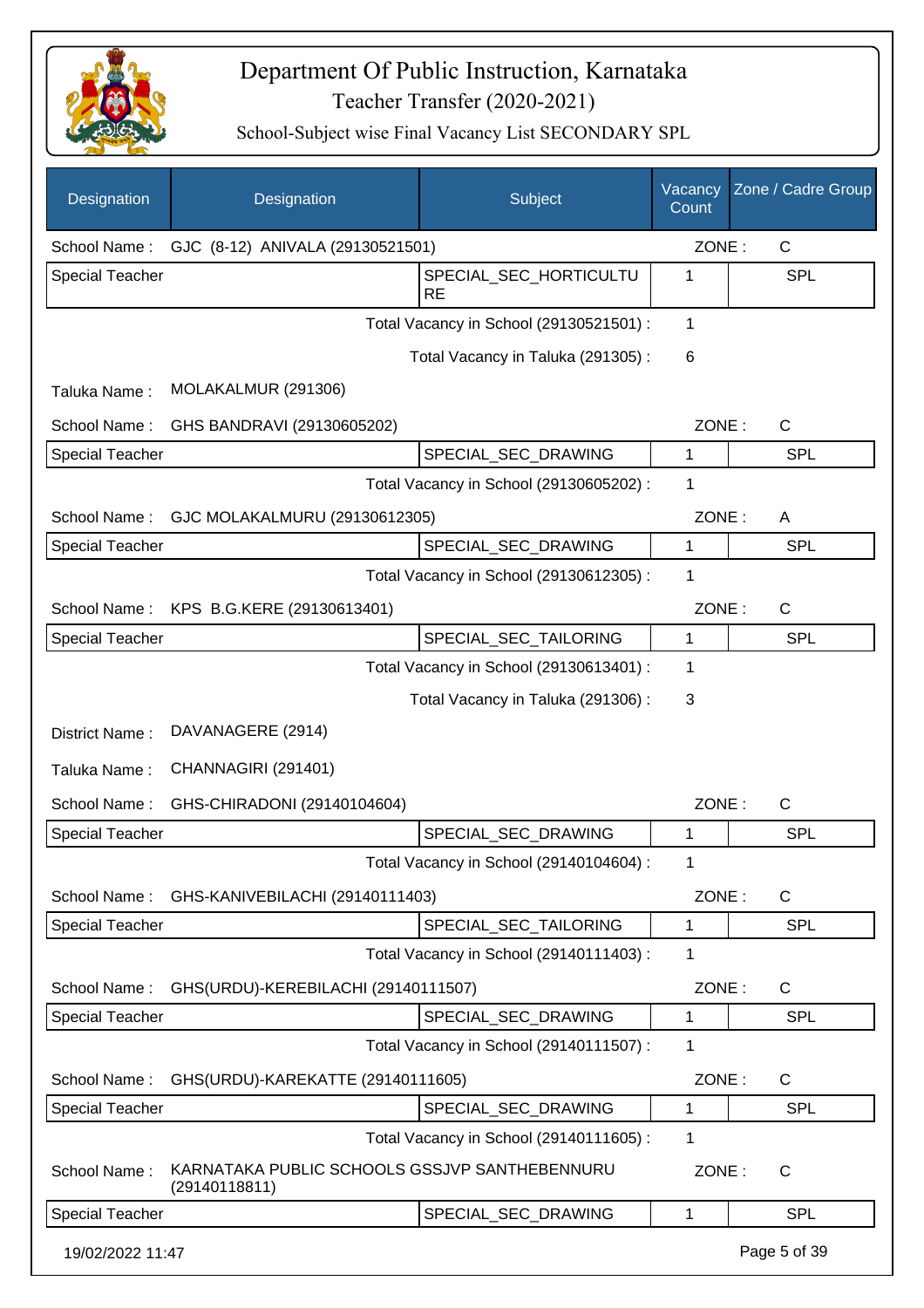# Department Of Public Instruction, Karnataka

## Teacher Transfer (2020-2021)

### School-Subject wise Final Vacancy List SECONDARY SPL

| Designation | Designation | Subject | Vacancy Count | Zone / Cadre Group |
|---|---|---|---|---|
| School Name : | GJC (8-12) ANIVALA (29130521501) | | ZONE : | C |
| Special Teacher | | SPECIAL_SEC_HORTICULTURE | 1 | SPL |
| | | Total Vacancy in School (29130521501) : | 1 | |
| | | Total Vacancy in Taluka (291305) : | 6 | |
| Taluka Name : | MOLAKALMUR (291306) | | | |
| School Name : | GHS BANDRAVI (29130605202) | | ZONE : | C |
| Special Teacher | | SPECIAL_SEC_DRAWING | 1 | SPL |
| | | Total Vacancy in School (29130605202) : | 1 | |
| School Name : | GJC MOLAKALMURU (29130612305) | | ZONE : | A |
| Special Teacher | | SPECIAL_SEC_DRAWING | 1 | SPL |
| | | Total Vacancy in School (29130612305) : | 1 | |
| School Name : | KPS B.G.KERE (29130613401) | | ZONE : | C |
| Special Teacher | | SPECIAL_SEC_TAILORING | 1 | SPL |
| | | Total Vacancy in School (29130613401) : | 1 | |
| | | Total Vacancy in Taluka (291306) : | 3 | |
| District Name : | DAVANAGERE (2914) | | | |
| Taluka Name : | CHANNAGIRI (291401) | | | |
| School Name : | GHS-CHIRADONI (29140104604) | | ZONE : | C |
| Special Teacher | | SPECIAL_SEC_DRAWING | 1 | SPL |
| | | Total Vacancy in School (29140104604) : | 1 | |
| School Name : | GHS-KANIVEBILACHI (29140111403) | | ZONE : | C |
| Special Teacher | | SPECIAL_SEC_TAILORING | 1 | SPL |
| | | Total Vacancy in School (29140111403) : | 1 | |
| School Name : | GHS(URDU)-KEREBILACHI (29140111507) | | ZONE : | C |
| Special Teacher | | SPECIAL_SEC_DRAWING | 1 | SPL |
| | | Total Vacancy in School (29140111507) : | 1 | |
| School Name : | GHS(URDU)-KAREKATTE (29140111605) | | ZONE : | C |
| Special Teacher | | SPECIAL_SEC_DRAWING | 1 | SPL |
| | | Total Vacancy in School (29140111605) : | 1 | |
| School Name : | KARNATAKA PUBLIC SCHOOLS GSSJVP SANTHEBENNURU (29140118811) | | ZONE : | C |
| Special Teacher | | SPECIAL_SEC_DRAWING | 1 | SPL |

19/02/2022 11:47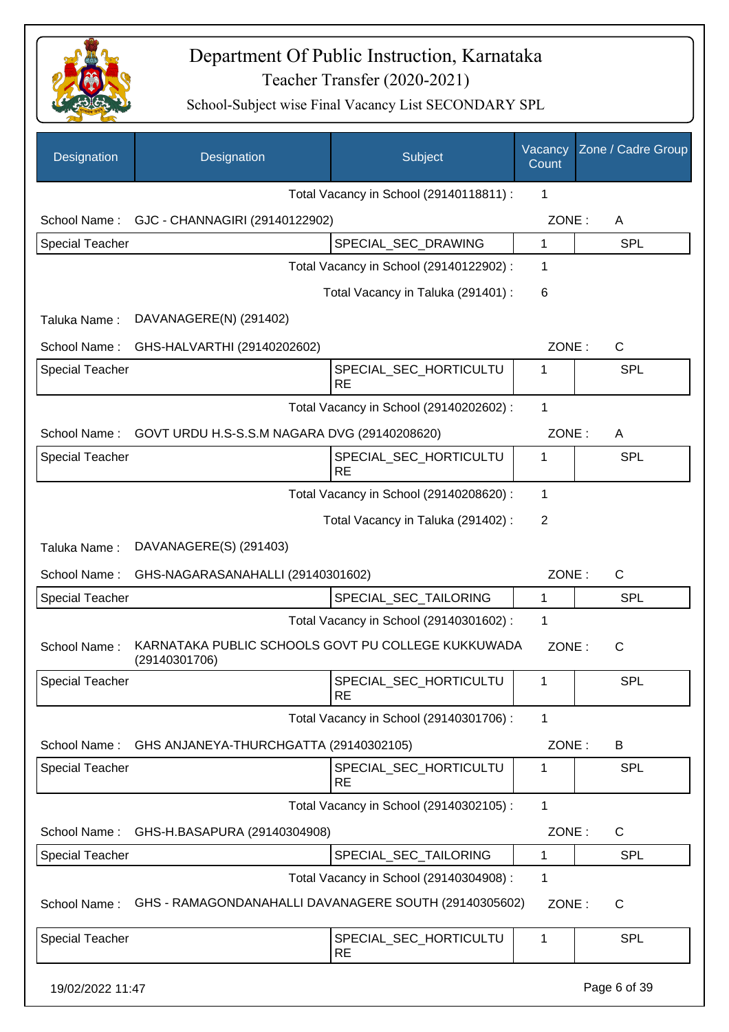# Department Of Public Instruction, Karnataka

Teacher Transfer (2020-2021)

School-Subject wise Final Vacancy List SECONDARY SPL

| Designation | Designation | Subject | Vacancy Count | Zone / Cadre Group |
|---|---|---|---|---|
| | | Total Vacancy in School (29140118811) : | 1 | |
| School Name : | GJC - CHANNAGIRI (29140122902) | | ZONE : | A |
| Special Teacher | | SPECIAL_SEC_DRAWING | 1 | SPL |
| | | Total Vacancy in School (29140122902) : | 1 | |
| | | Total Vacancy in Taluka (291401) : | 6 | |
| Taluka Name : | DAVANAGERE(N) (291402) | | | |
| School Name : | GHS-HALVARTHI (29140202602) | | ZONE : | C |
| Special Teacher | | SPECIAL_SEC_HORTICULTURE | 1 | SPL |
| | | Total Vacancy in School (29140202602) : | 1 | |
| School Name : | GOVT URDU H.S-S.S.M NAGARA DVG (29140208620) | | ZONE : | A |
| Special Teacher | | SPECIAL_SEC_HORTICULTURE | 1 | SPL |
| | | Total Vacancy in School (29140208620) : | 1 | |
| | | Total Vacancy in Taluka (291402) : | 2 | |
| Taluka Name : | DAVANAGERE(S) (291403) | | | |
| School Name : | GHS-NAGARASANAHALLI (29140301602) | | ZONE : | C |
| Special Teacher | | SPECIAL_SEC_TAILORING | 1 | SPL |
| | | Total Vacancy in School (29140301602) : | 1 | |
| School Name : | KARNATAKA PUBLIC SCHOOLS GOVT PU COLLEGE KUKKUWADA (29140301706) | | ZONE : | C |
| Special Teacher | | SPECIAL_SEC_HORTICULTURE | 1 | SPL |
| | | Total Vacancy in School (29140301706) : | 1 | |
| School Name : | GHS ANJANEYA-THURCHGATTA (29140302105) | | ZONE : | B |
| Special Teacher | | SPECIAL_SEC_HORTICULTURE | 1 | SPL |
| | | Total Vacancy in School (29140302105) : | 1 | |
| School Name : | GHS-H.BASAPURA (29140304908) | | ZONE : | C |
| Special Teacher | | SPECIAL_SEC_TAILORING | 1 | SPL |
| | | Total Vacancy in School (29140304908) : | 1 | |
| School Name : | GHS - RAMAGONDANAHALLI DAVANAGERE SOUTH (29140305602) | | ZONE : | C |
| Special Teacher | | SPECIAL_SEC_HORTICULTURE | 1 | SPL |

19/02/2022 11:47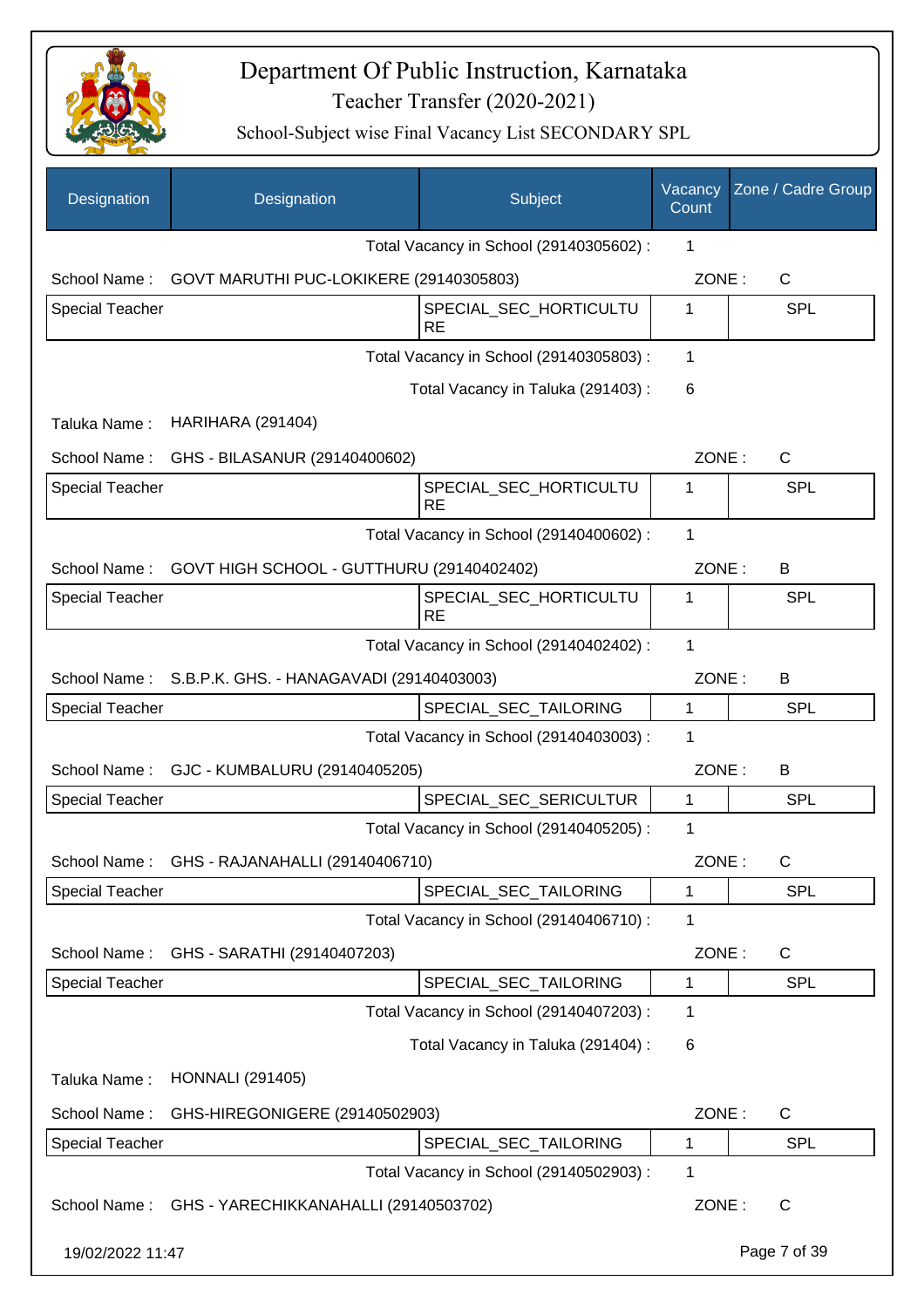# Department Of Public Instruction, Karnataka

## Teacher Transfer (2020-2021)

### School-Subject wise Final Vacancy List SECONDARY SPL

| Designation | Designation | Subject | Vacancy Count | Zone / Cadre Group |
|---|---|---|---|---|
| | | Total Vacancy in School (29140305602) : | 1 | |
| School Name : | GOVT MARUTHI PUC-LOKIKERE (29140305803) | | ZONE : | C |
| Special Teacher | | SPECIAL_SEC_HORTICULTURE | 1 | SPL |
| | | Total Vacancy in School (29140305803) : | 1 | |
| | | Total Vacancy in Taluka (291403) : | 6 | |
| Taluka Name : | HARIHARA (291404) | | | |
| School Name : | GHS - BILASANUR (29140400602) | | ZONE : | C |
| Special Teacher | | SPECIAL_SEC_HORTICULTURE | 1 | SPL |
| | | Total Vacancy in School (29140400602) : | 1 | |
| School Name : | GOVT HIGH SCHOOL - GUTTHURU (29140402402) | | ZONE : | B |
| Special Teacher | | SPECIAL_SEC_HORTICULTURE | 1 | SPL |
| | | Total Vacancy in School (29140402402) : | 1 | |
| School Name : | S.B.P.K. GHS. - HANAGAVADI (29140403003) | | ZONE : | B |
| Special Teacher | | SPECIAL_SEC_TAILORING | 1 | SPL |
| | | Total Vacancy in School (29140403003) : | 1 | |
| School Name : | GJC - KUMBALURU (29140405205) | | ZONE : | B |
| Special Teacher | | SPECIAL_SEC_SERICULTUR | 1 | SPL |
| | | Total Vacancy in School (29140405205) : | 1 | |
| School Name : | GHS - RAJANAHALLI (29140406710) | | ZONE : | C |
| Special Teacher | | SPECIAL_SEC_TAILORING | 1 | SPL |
| | | Total Vacancy in School (29140406710) : | 1 | |
| School Name : | GHS - SARATHI (29140407203) | | ZONE : | C |
| Special Teacher | | SPECIAL_SEC_TAILORING | 1 | SPL |
| | | Total Vacancy in School (29140407203) : | 1 | |
| | | Total Vacancy in Taluka (291404) : | 6 | |
| Taluka Name : | HONNALI (291405) | | | |
| School Name : | GHS-HIREGONIGERE (29140502903) | | ZONE : | C |
| Special Teacher | | SPECIAL_SEC_TAILORING | 1 | SPL |
| | | Total Vacancy in School (29140502903) : | 1 | |
| School Name : | GHS - YARECHIKKANAHALLI (29140503702) | | ZONE : | C |

19/02/2022 11:47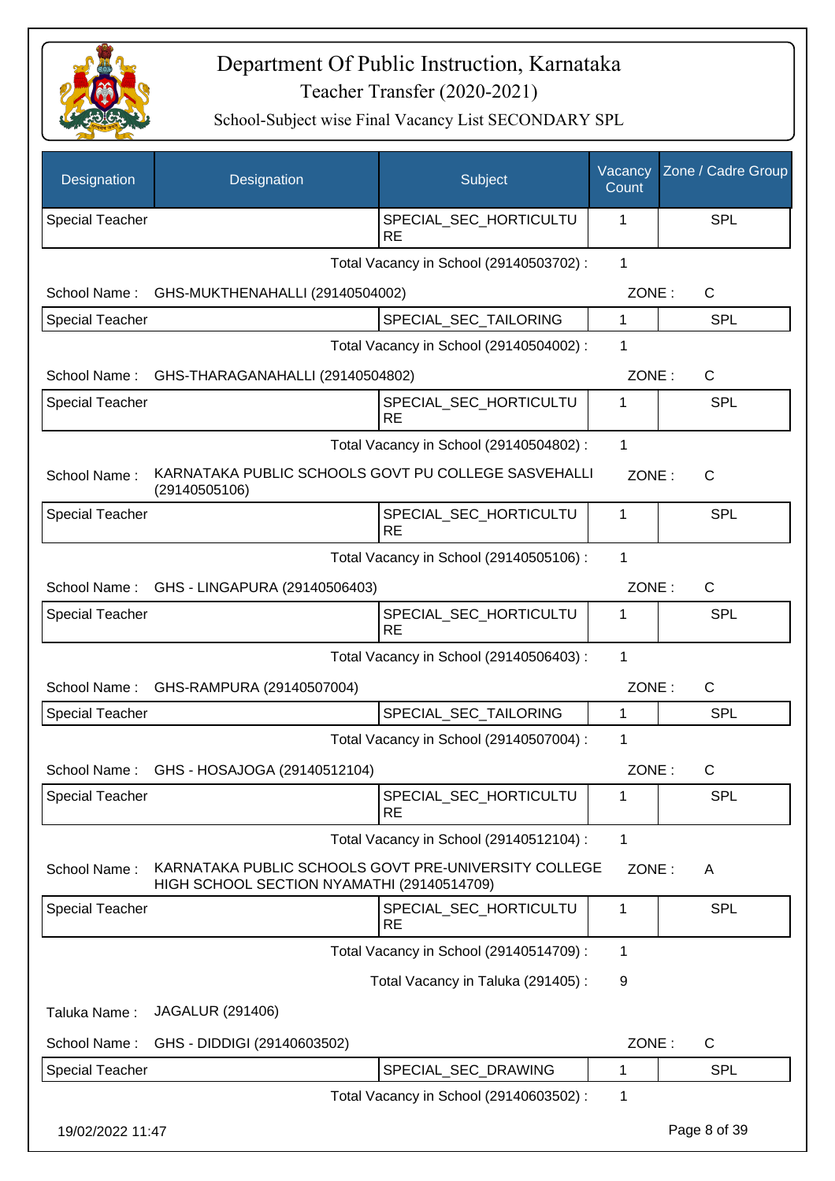# Department Of Public Instruction, Karnataka

Teacher Transfer (2020-2021)

School-Subject wise Final Vacancy List SECONDARY SPL

| Designation | Designation | Subject | Vacancy Count | Zone / Cadre Group |
|---|---|---|---|---|
| Special Teacher | | SPECIAL_SEC_HORTICULTURE | 1 | SPL |

Total Vacancy in School (29140503702) : 1

School Name : GHS-MUKTHENAHALLI (29140504002) ZONE : C

| Designation | Designation | Subject | Vacancy Count | Zone / Cadre Group |
|---|---|---|---|---|
| Special Teacher | | SPECIAL_SEC_TAILORING | 1 | SPL |

Total Vacancy in School (29140504002) : 1

School Name : GHS-THARAGANAHALLI (29140504802) ZONE : C

| Designation | Designation | Subject | Vacancy Count | Zone / Cadre Group |
|---|---|---|---|---|
| Special Teacher | | SPECIAL_SEC_HORTICULTURE | 1 | SPL |

Total Vacancy in School (29140504802) : 1

School Name : KARNATAKA PUBLIC SCHOOLS GOVT PU COLLEGE SASVEHALLI (29140505106) ZONE : C

| Designation | Designation | Subject | Vacancy Count | Zone / Cadre Group |
|---|---|---|---|---|
| Special Teacher | | SPECIAL_SEC_HORTICULTURE | 1 | SPL |

Total Vacancy in School (29140505106) : 1

School Name : GHS - LINGAPURA (29140506403) ZONE : C

| Designation | Designation | Subject | Vacancy Count | Zone / Cadre Group |
|---|---|---|---|---|
| Special Teacher | | SPECIAL_SEC_HORTICULTURE | 1 | SPL |

Total Vacancy in School (29140506403) : 1

School Name : GHS-RAMPURA (29140507004) ZONE : C

| Designation | Designation | Subject | Vacancy Count | Zone / Cadre Group |
|---|---|---|---|---|
| Special Teacher | | SPECIAL_SEC_TAILORING | 1 | SPL |

Total Vacancy in School (29140507004) : 1

School Name : GHS - HOSAJOGA (29140512104) ZONE : C

| Designation | Designation | Subject | Vacancy Count | Zone / Cadre Group |
|---|---|---|---|---|
| Special Teacher | | SPECIAL_SEC_HORTICULTURE | 1 | SPL |

Total Vacancy in School (29140512104) : 1

School Name : KARNATAKA PUBLIC SCHOOLS GOVT PRE-UNIVERSITY COLLEGE HIGH SCHOOL SECTION NYAMATHI (29140514709) ZONE : A

| Designation | Designation | Subject | Vacancy Count | Zone / Cadre Group |
|---|---|---|---|---|
| Special Teacher | | SPECIAL_SEC_HORTICULTURE | 1 | SPL |

Total Vacancy in School (29140514709) : 1

Total Vacancy in Taluka (291405) : 9

Taluka Name : JAGALUR (291406)

School Name : GHS - DIDDIGI (29140603502) ZONE : C

| Designation | Designation | Subject | Vacancy Count | Zone / Cadre Group |
|---|---|---|---|---|
| Special Teacher | | SPECIAL_SEC_DRAWING | 1 | SPL |

Total Vacancy in School (29140603502) : 1

19/02/2022 11:47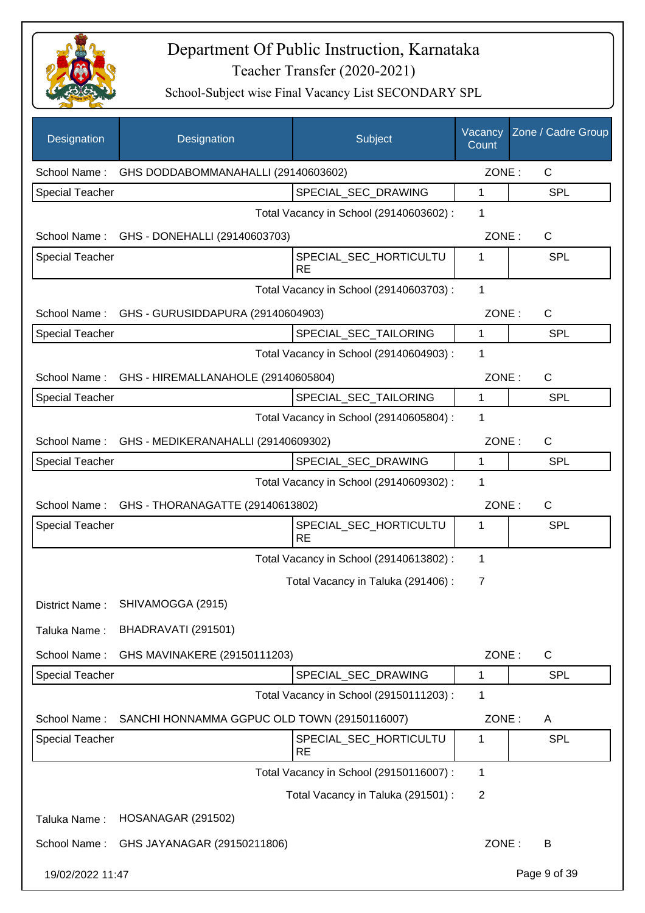# Department Of Public Instruction, Karnataka

Teacher Transfer (2020-2021)

School-Subject wise Final Vacancy List SECONDARY SPL

| Designation | Designation | Subject | Vacancy Count | Zone / Cadre Group |
|---|---|---|---|---|
| School Name : | GHS DODDABOMMANAHALLI (29140603602) | | ZONE : | C |
| Special Teacher | | SPECIAL_SEC_DRAWING | 1 | SPL |
| | | Total Vacancy in School (29140603602) : | 1 | |
| School Name : | GHS - DONEHALLI (29140603703) | | ZONE : | C |
| Special Teacher | | SPECIAL_SEC_HORTICULTURE | 1 | SPL |
| | | Total Vacancy in School (29140603703) : | 1 | |
| School Name : | GHS - GURUSIDDAPURA (29140604903) | | ZONE : | C |
| Special Teacher | | SPECIAL_SEC_TAILORING | 1 | SPL |
| | | Total Vacancy in School (29140604903) : | 1 | |
| School Name : | GHS - HIREMALLANAHOLE (29140605804) | | ZONE : | C |
| Special Teacher | | SPECIAL_SEC_TAILORING | 1 | SPL |
| | | Total Vacancy in School (29140605804) : | 1 | |
| School Name : | GHS - MEDIKERANAHALLI (29140609302) | | ZONE : | C |
| Special Teacher | | SPECIAL_SEC_DRAWING | 1 | SPL |
| | | Total Vacancy in School (29140609302) : | 1 | |
| School Name : | GHS - THORANAGATTE (29140613802) | | ZONE : | C |
| Special Teacher | | SPECIAL_SEC_HORTICULTURE | 1 | SPL |
| | | Total Vacancy in School (29140613802) : | 1 | |
| | | Total Vacancy in Taluka (291406) : | 7 | |
| District Name : | SHIVAMOGGA (2915) | | | |
| Taluka Name : | BHADRAVATI (291501) | | | |
| School Name : | GHS MAVINAKERE (29150111203) | | ZONE : | C |
| Special Teacher | | SPECIAL_SEC_DRAWING | 1 | SPL |
| | | Total Vacancy in School (29150111203) : | 1 | |
| School Name : | SANCHI HONNAMMA GGPUC OLD TOWN (29150116007) | | ZONE : | A |
| Special Teacher | | SPECIAL_SEC_HORTICULTURE | 1 | SPL |
| | | Total Vacancy in School (29150116007) : | 1 | |
| | | Total Vacancy in Taluka (291501) : | 2 | |
| Taluka Name : | HOSANAGAR (291502) | | | |
| School Name : | GHS JAYANAGAR (29150211806) | | ZONE : | B |

19/02/2022 11:47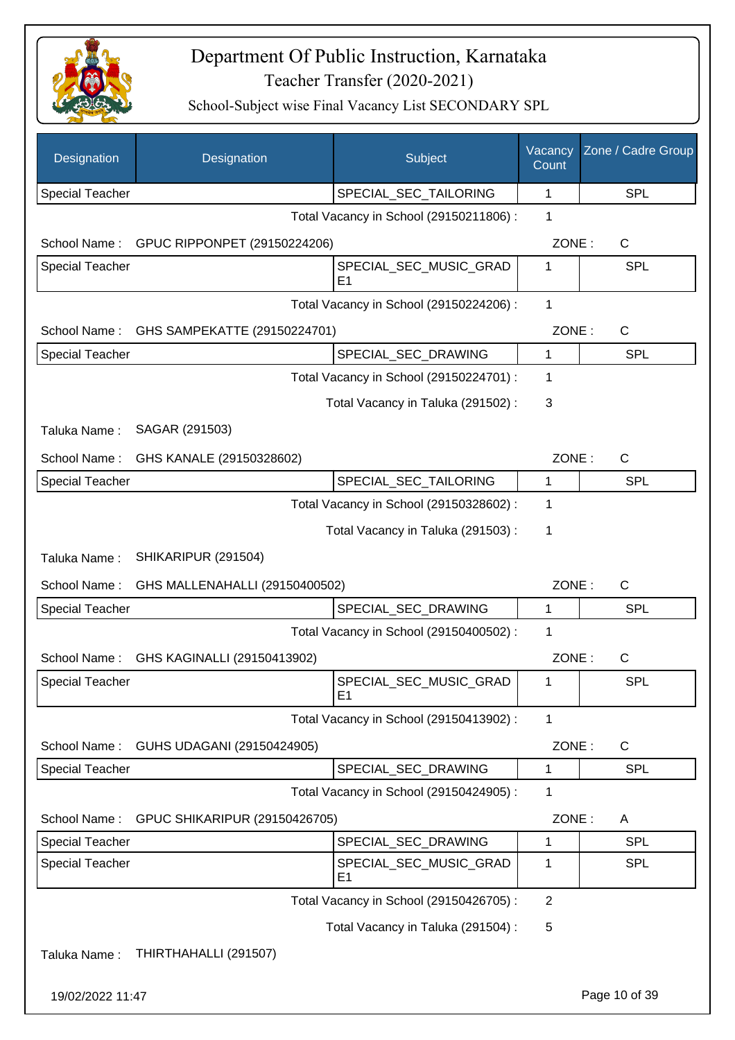# Department Of Public Instruction, Karnataka

## Teacher Transfer (2020-2021)

### School-Subject wise Final Vacancy List SECONDARY SPL

| Designation | Designation | Subject | Vacancy Count | Zone / Cadre Group |
|---|---|---|---|---|
| Special Teacher | | SPECIAL_SEC_TAILORING | 1 | SPL |

Total Vacancy in School (29150211806) : 1

School Name : GPUC RIPPONPET (29150224206) ZONE : C

| Designation | Designation | Subject | Vacancy Count | Zone / Cadre Group |
|---|---|---|---|---|
| Special Teacher | | SPECIAL_SEC_MUSIC_GRADE1 | 1 | SPL |

Total Vacancy in School (29150224206) : 1

School Name : GHS SAMPEKATTE (29150224701) ZONE : C

| Designation | Designation | Subject | Vacancy Count | Zone / Cadre Group |
|---|---|---|---|---|
| Special Teacher | | SPECIAL_SEC_DRAWING | 1 | SPL |

Total Vacancy in School (29150224701) : 1

Total Vacancy in Taluka (291502) : 3

Taluka Name : SAGAR (291503)

School Name : GHS KANALE (29150328602) ZONE : C

| Designation | Designation | Subject | Vacancy Count | Zone / Cadre Group |
|---|---|---|---|---|
| Special Teacher | | SPECIAL_SEC_TAILORING | 1 | SPL |

Total Vacancy in School (29150328602) : 1

Total Vacancy in Taluka (291503) : 1

Taluka Name : SHIKARIPUR (291504)

School Name : GHS MALLENAHALLI (29150400502) ZONE : C

| Designation | Designation | Subject | Vacancy Count | Zone / Cadre Group |
|---|---|---|---|---|
| Special Teacher | | SPECIAL_SEC_DRAWING | 1 | SPL |

Total Vacancy in School (29150400502) : 1

School Name : GHS KAGINALLI (29150413902) ZONE : C

| Designation | Designation | Subject | Vacancy Count | Zone / Cadre Group |
|---|---|---|---|---|
| Special Teacher | | SPECIAL_SEC_MUSIC_GRADE1 | 1 | SPL |

Total Vacancy in School (29150413902) : 1

School Name : GUHS UDAGANI (29150424905) ZONE : C

| Designation | Designation | Subject | Vacancy Count | Zone / Cadre Group |
|---|---|---|---|---|
| Special Teacher | | SPECIAL_SEC_DRAWING | 1 | SPL |

Total Vacancy in School (29150424905) : 1

School Name : GPUC SHIKARIPUR (29150426705) ZONE : A

| Designation | Designation | Subject | Vacancy Count | Zone / Cadre Group |
|---|---|---|---|---|
| Special Teacher | | SPECIAL_SEC_DRAWING | 1 | SPL |
| Special Teacher | | SPECIAL_SEC_MUSIC_GRADE1 | 1 | SPL |

Total Vacancy in School (29150426705) : 2

Total Vacancy in Taluka (291504) : 5

Taluka Name : THIRTHAHALLI (291507)

19/02/2022 11:47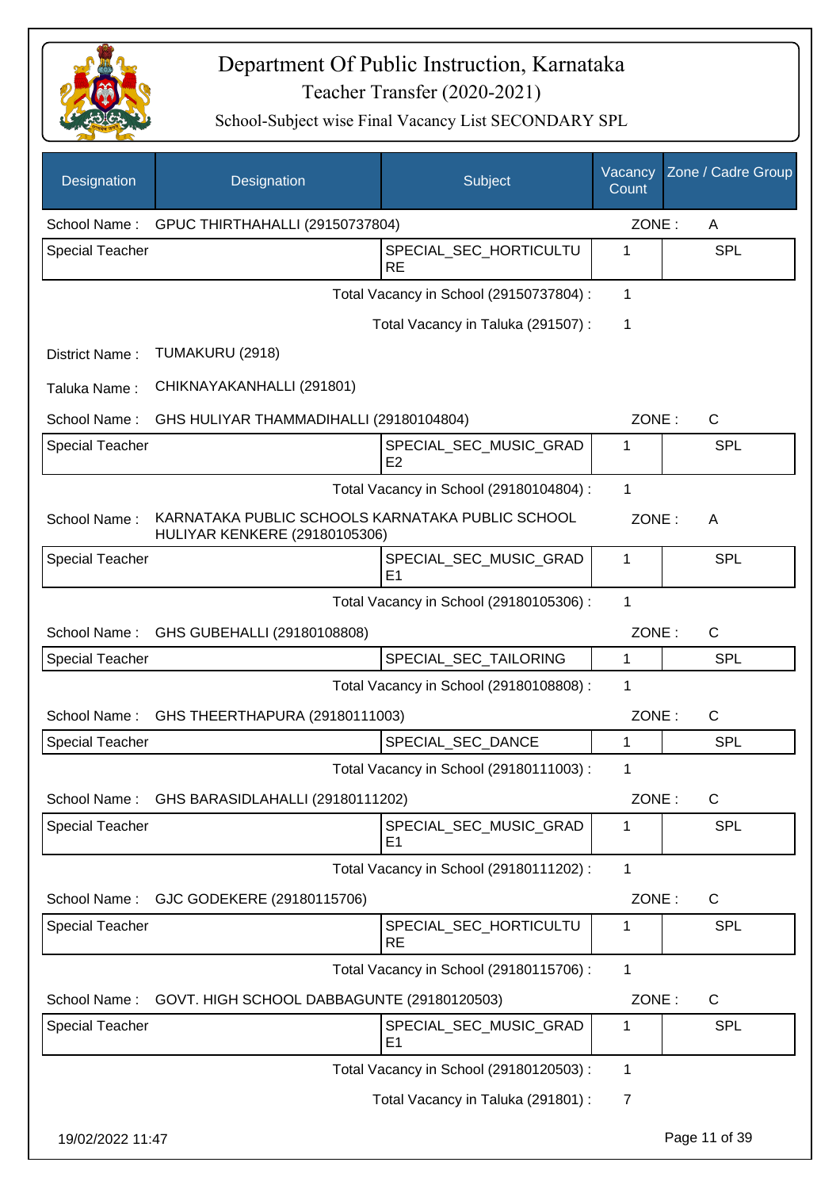# Department Of Public Instruction, Karnataka

## Teacher Transfer (2020-2021)

### School-Subject wise Final Vacancy List SECONDARY SPL

| Designation | Designation | Subject | Vacancy Count | Zone / Cadre Group |
|---|---|---|---|---|
| School Name : | GPUC THIRTHAHALLI (29150737804) | | ZONE : | A |
| Special Teacher | | SPECIAL_SEC_HORTICULTURE | 1 | SPL |
| | | Total Vacancy in School (29150737804) : | 1 | |
| | | Total Vacancy in Taluka (291507) : | 1 | |
| District Name : | TUMAKURU (2918) | | | |
| Taluka Name : | CHIKNAYAKANHALLI (291801) | | | |
| School Name : | GHS HULIYAR THAMMADIHALLI (29180104804) | | ZONE : | C |
| Special Teacher | | SPECIAL_SEC_MUSIC_GRADE2 | 1 | SPL |
| | | Total Vacancy in School (29180104804) : | 1 | |
| School Name : | KARNATAKA PUBLIC SCHOOLS KARNATAKA PUBLIC SCHOOL HULIYAR KENKERE (29180105306) | | ZONE : | A |
| Special Teacher | | SPECIAL_SEC_MUSIC_GRADE1 | 1 | SPL |
| | | Total Vacancy in School (29180105306) : | 1 | |
| School Name : | GHS GUBEHALLI (29180108808) | | ZONE : | C |
| Special Teacher | | SPECIAL_SEC_TAILORING | 1 | SPL |
| | | Total Vacancy in School (29180108808) : | 1 | |
| School Name : | GHS THEERTHAPURA (29180111003) | | ZONE : | C |
| Special Teacher | | SPECIAL_SEC_DANCE | 1 | SPL |
| | | Total Vacancy in School (29180111003) : | 1 | |
| School Name : | GHS BARASIDLAHALLI (29180111202) | | ZONE : | C |
| Special Teacher | | SPECIAL_SEC_MUSIC_GRADE1 | 1 | SPL |
| | | Total Vacancy in School (29180111202) : | 1 | |
| School Name : | GJC GODEKERE (29180115706) | | ZONE : | C |
| Special Teacher | | SPECIAL_SEC_HORTICULTURE | 1 | SPL |
| | | Total Vacancy in School (29180115706) : | 1 | |
| School Name : | GOVT. HIGH SCHOOL DABBAGUNTE (29180120503) | | ZONE : | C |
| Special Teacher | | SPECIAL_SEC_MUSIC_GRADE1 | 1 | SPL |
| | | Total Vacancy in School (29180120503) : | 1 | |
| | | Total Vacancy in Taluka (291801) : | 7 | |

19/02/2022 11:47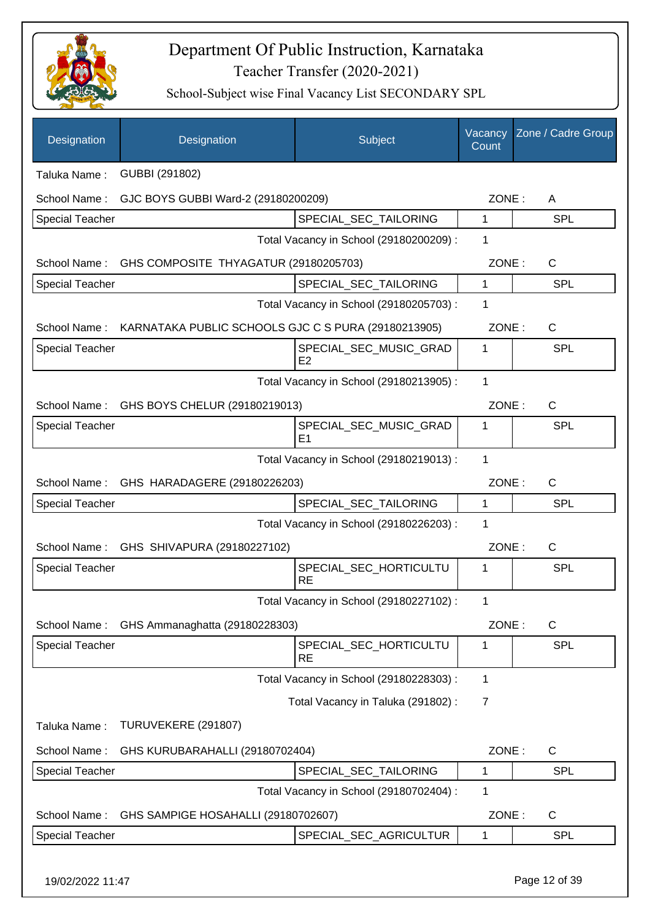# Department Of Public Instruction, Karnataka

## Teacher Transfer (2020-2021)

### School-Subject wise Final Vacancy List SECONDARY SPL

| Designation | Designation | Subject | Vacancy Count | Zone / Cadre Group |
|---|---|---|---|---|
| Taluka Name : | GUBBI (291802) | | | |
| School Name : | GJC BOYS GUBBI Ward-2 (29180200209) | | ZONE : | A |
| Special Teacher | | SPECIAL_SEC_TAILORING | 1 | SPL |
| | | Total Vacancy in School (29180200209) : | 1 | |
| School Name : | GHS COMPOSITE THYAGATUR (29180205703) | | ZONE : | C |
| Special Teacher | | SPECIAL_SEC_TAILORING | 1 | SPL |
| | | Total Vacancy in School (29180205703) : | 1 | |
| School Name : | KARNATAKA PUBLIC SCHOOLS GJC C S PURA (29180213905) | | ZONE : | C |
| Special Teacher | | SPECIAL_SEC_MUSIC_GRADE2 | 1 | SPL |
| | | Total Vacancy in School (29180213905) : | 1 | |
| School Name : | GHS BOYS CHELUR (29180219013) | | ZONE : | C |
| Special Teacher | | SPECIAL_SEC_MUSIC_GRADE1 | 1 | SPL |
| | | Total Vacancy in School (29180219013) : | 1 | |
| School Name : | GHS HARADAGERE (29180226203) | | ZONE : | C |
| Special Teacher | | SPECIAL_SEC_TAILORING | 1 | SPL |
| | | Total Vacancy in School (29180226203) : | 1 | |
| School Name : | GHS SHIVAPURA (29180227102) | | ZONE : | C |
| Special Teacher | | SPECIAL_SEC_HORTICULTURE | 1 | SPL |
| | | Total Vacancy in School (29180227102) : | 1 | |
| School Name : | GHS Ammanaghatta (29180228303) | | ZONE : | C |
| Special Teacher | | SPECIAL_SEC_HORTICULTURE | 1 | SPL |
| | | Total Vacancy in School (29180228303) : | 1 | |
| | | Total Vacancy in Taluka (291802) : | 7 | |
| Taluka Name : | TURUVEKERE (291807) | | | |
| School Name : | GHS KURUBARAHALLI (29180702404) | | ZONE : | C |
| Special Teacher | | SPECIAL_SEC_TAILORING | 1 | SPL |
| | | Total Vacancy in School (29180702404) : | 1 | |
| School Name : | GHS SAMPIGE HOSAHALLI (29180702607) | | ZONE : | C |
| Special Teacher | | SPECIAL_SEC_AGRICULTUR | 1 | SPL |

19/02/2022 11:47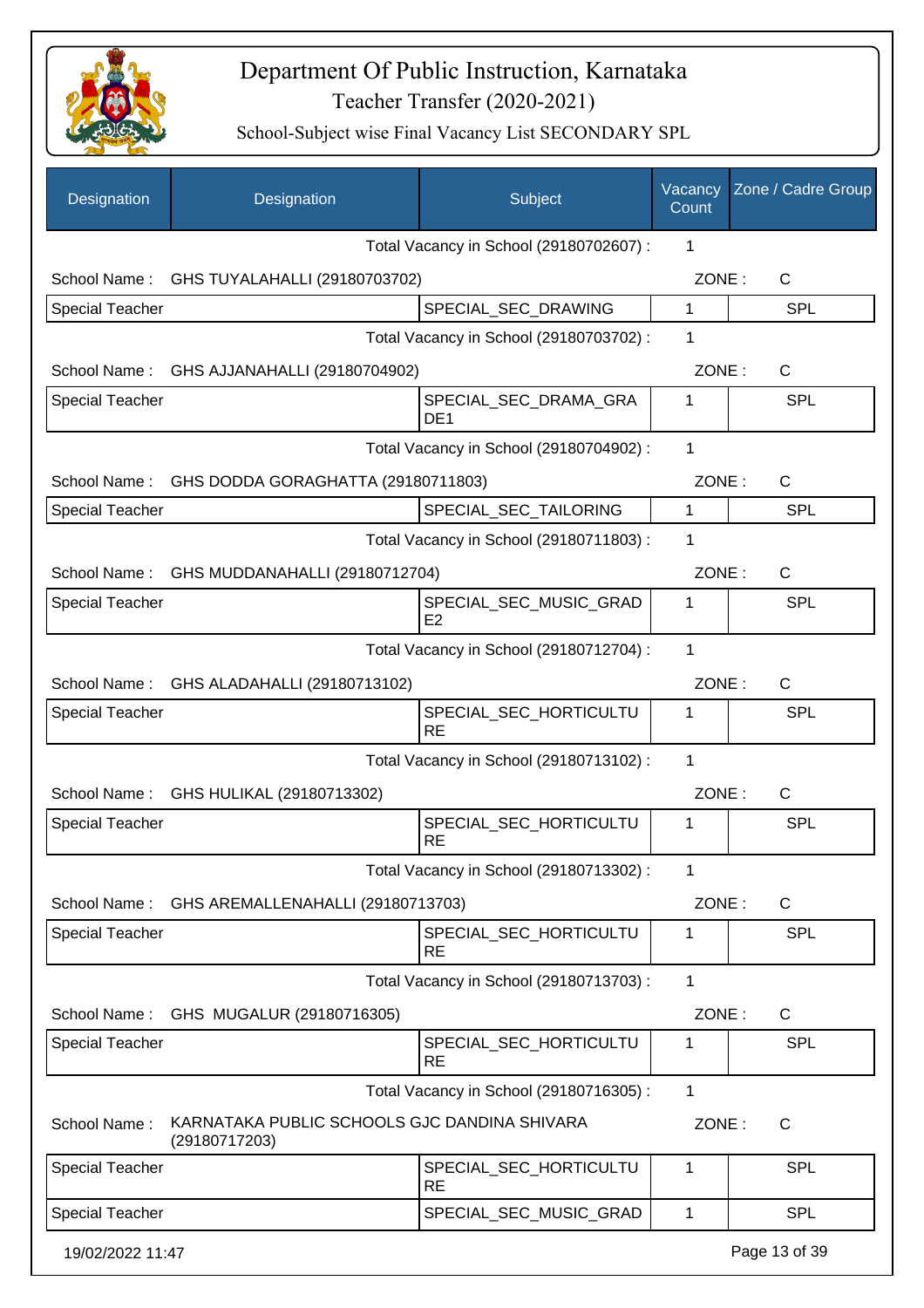# Department Of Public Instruction, Karnataka

## Teacher Transfer (2020-2021)

### School-Subject wise Final Vacancy List SECONDARY SPL

| Designation | Designation | Subject | Vacancy Count | Zone / Cadre Group |
|---|---|---|---|---|
| | | Total Vacancy in School (29180702607) : | 1 | |
| School Name : | GHS TUYALAHALLI (29180703702) | | ZONE : | C |
| Special Teacher | | SPECIAL_SEC_DRAWING | 1 | SPL |
| | | Total Vacancy in School (29180703702) : | 1 | |
| School Name : | GHS AJJANAHALLI (29180704902) | | ZONE : | C |
| Special Teacher | | SPECIAL_SEC_DRAMA_GRADE1 | 1 | SPL |
| | | Total Vacancy in School (29180704902) : | 1 | |
| School Name : | GHS DODDA GORAGHATTA (29180711803) | | ZONE : | C |
| Special Teacher | | SPECIAL_SEC_TAILORING | 1 | SPL |
| | | Total Vacancy in School (29180711803) : | 1 | |
| School Name : | GHS MUDDANAHALLI (29180712704) | | ZONE : | C |
| Special Teacher | | SPECIAL_SEC_MUSIC_GRADE2 | 1 | SPL |
| | | Total Vacancy in School (29180712704) : | 1 | |
| School Name : | GHS ALADAHALLI (29180713102) | | ZONE : | C |
| Special Teacher | | SPECIAL_SEC_HORTICULTURE | 1 | SPL |
| | | Total Vacancy in School (29180713102) : | 1 | |
| School Name : | GHS HULIKAL (29180713302) | | ZONE : | C |
| Special Teacher | | SPECIAL_SEC_HORTICULTURE | 1 | SPL |
| | | Total Vacancy in School (29180713302) : | 1 | |
| School Name : | GHS AREMALLENAHALLI (29180713703) | | ZONE : | C |
| Special Teacher | | SPECIAL_SEC_HORTICULTURE | 1 | SPL |
| | | Total Vacancy in School (29180713703) : | 1 | |
| School Name : | GHS MUGALUR (29180716305) | | ZONE : | C |
| Special Teacher | | SPECIAL_SEC_HORTICULTURE | 1 | SPL |
| | | Total Vacancy in School (29180716305) : | 1 | |
| School Name : | KARNATAKA PUBLIC SCHOOLS GJC DANDINA SHIVARA (29180717203) | | ZONE : | C |
| Special Teacher | | SPECIAL_SEC_HORTICULTURE | 1 | SPL |
| Special Teacher | | SPECIAL_SEC_MUSIC_GRAD | 1 | SPL |

19/02/2022 11:47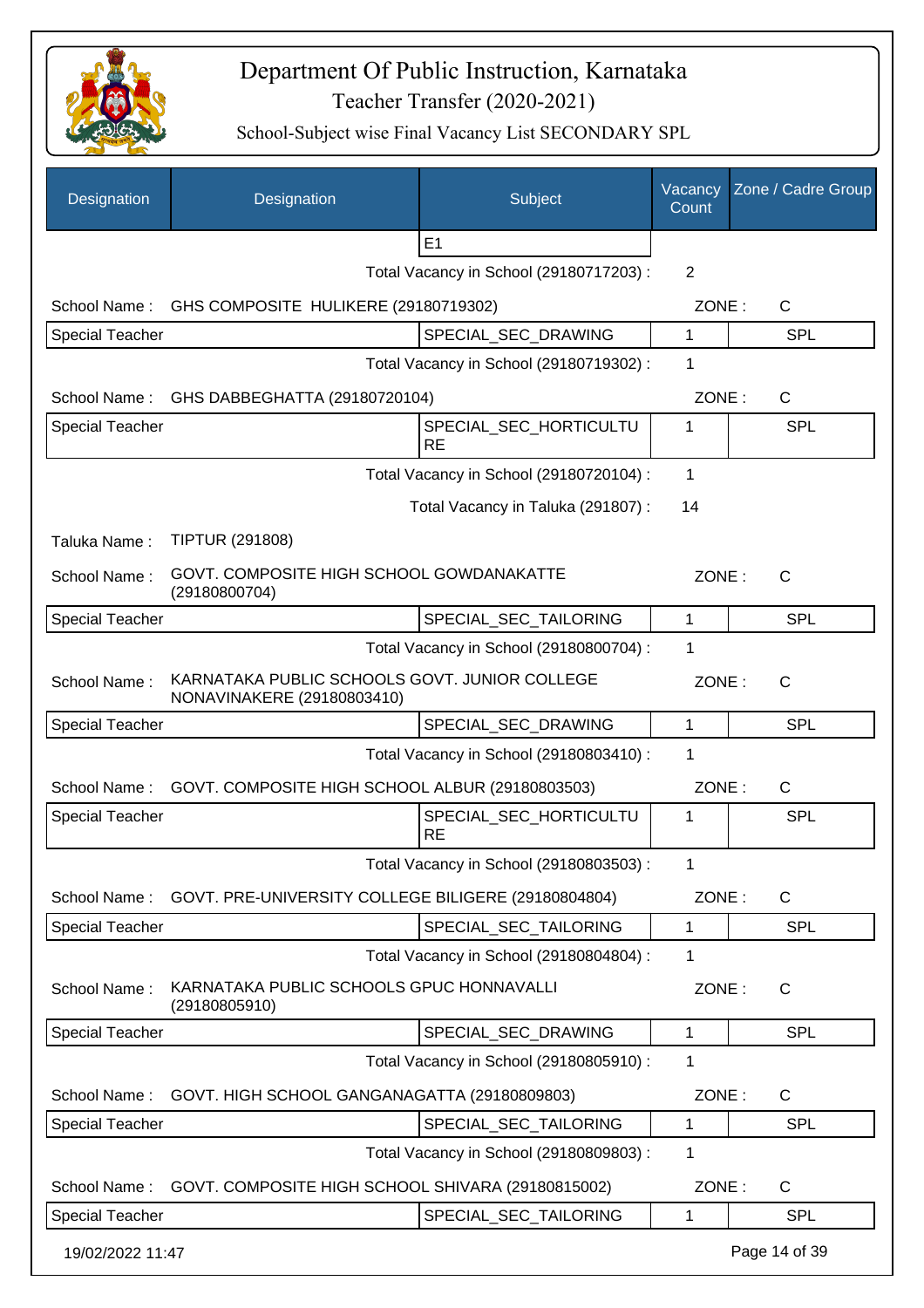# Department Of Public Instruction, Karnataka

Teacher Transfer (2020-2021)

School-Subject wise Final Vacancy List SECONDARY SPL

| Designation | Designation | Subject | Vacancy Count | Zone / Cadre Group |
|---|---|---|---|---|
| | | E1 | | |

Total Vacancy in School (29180717203) : 2

School Name : GHS COMPOSITE HULIKERE (29180719302) ZONE : C

| Special Teacher | | SPECIAL_SEC_DRAWING | 1 | SPL |
|---|---|---|---|---|

Total Vacancy in School (29180719302) : 1

School Name : GHS DABBEGHATTA (29180720104) ZONE : C

| Special Teacher | | SPECIAL_SEC_HORTICULTURE | 1 | SPL |
|---|---|---|---|---|

Total Vacancy in School (29180720104) : 1

Total Vacancy in Taluka (291807) : 14

Taluka Name : TIPTUR (291808)

School Name : GOVT. COMPOSITE HIGH SCHOOL GOWDANAKATTE (29180800704) ZONE : C

| Special Teacher | | SPECIAL_SEC_TAILORING | 1 | SPL |
|---|---|---|---|---|

Total Vacancy in School (29180800704) : 1

School Name : KARNATAKA PUBLIC SCHOOLS GOVT. JUNIOR COLLEGE NONAVINAKERE (29180803410) ZONE : C

| Special Teacher | | SPECIAL_SEC_DRAWING | 1 | SPL |
|---|---|---|---|---|

Total Vacancy in School (29180803410) : 1

School Name : GOVT. COMPOSITE HIGH SCHOOL ALBUR (29180803503) ZONE : C

| Special Teacher | | SPECIAL_SEC_HORTICULTURE | 1 | SPL |
|---|---|---|---|---|

Total Vacancy in School (29180803503) : 1

School Name : GOVT. PRE-UNIVERSITY COLLEGE BILIGERE (29180804804) ZONE : C

| Special Teacher | | SPECIAL_SEC_TAILORING | 1 | SPL |
|---|---|---|---|---|

Total Vacancy in School (29180804804) : 1

School Name : KARNATAKA PUBLIC SCHOOLS GPUC HONNAVALLI (29180805910) ZONE : C

| Special Teacher | | SPECIAL_SEC_DRAWING | 1 | SPL |
|---|---|---|---|---|

Total Vacancy in School (29180805910) : 1

School Name : GOVT. HIGH SCHOOL GANGANAGATTA (29180809803) ZONE : C

| Special Teacher | | SPECIAL_SEC_TAILORING | 1 | SPL |
|---|---|---|---|---|

Total Vacancy in School (29180809803) : 1

School Name : GOVT. COMPOSITE HIGH SCHOOL SHIVARA (29180815002) ZONE : C

| Special Teacher | | SPECIAL_SEC_TAILORING | 1 | SPL |
|---|---|---|---|---|

19/02/2022 11:47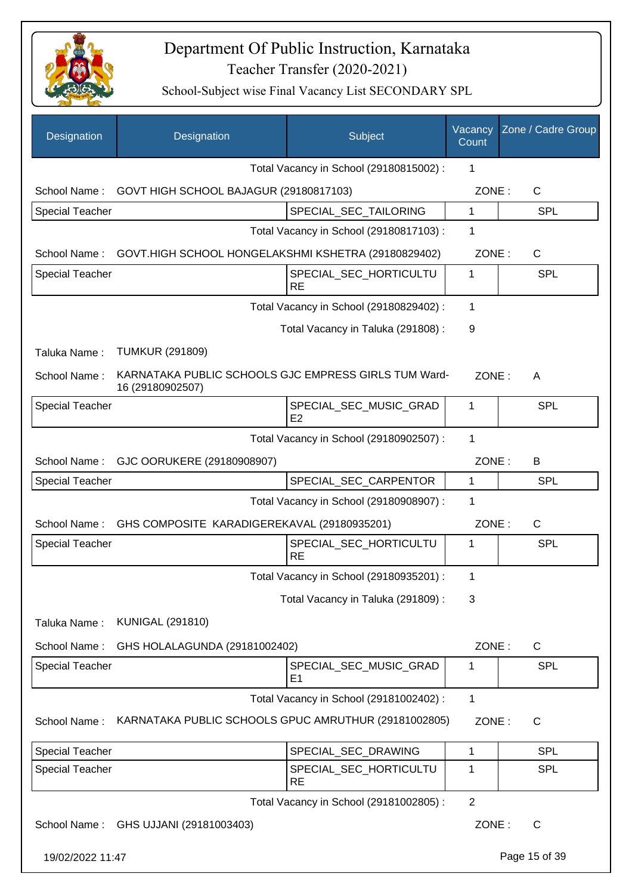# Department Of Public Instruction, Karnataka

## Teacher Transfer (2020-2021)

### School-Subject wise Final Vacancy List SECONDARY SPL

| Designation | Designation | Subject | Vacancy Count | Zone / Cadre Group |
|---|---|---|---|---|
| | | Total Vacancy in School (29180815002) : | 1 | |
| School Name : | GOVT HIGH SCHOOL BAJAGUR (29180817103) | | ZONE : | C |
| Special Teacher | | SPECIAL_SEC_TAILORING | 1 | SPL |
| | | Total Vacancy in School (29180817103) : | 1 | |
| School Name : | GOVT.HIGH SCHOOL HONGELAKSHMI KSHETRA (29180829402) | | ZONE : | C |
| Special Teacher | | SPECIAL_SEC_HORTICULTURE | 1 | SPL |
| | | Total Vacancy in School (29180829402) : | 1 | |
| | | Total Vacancy in Taluka (291808) : | 9 | |
| Taluka Name : | TUMKUR (291809) | | | |
| School Name : | KARNATAKA PUBLIC SCHOOLS GJC EMPRESS GIRLS TUM Ward-16 (29180902507) | | ZONE : | A |
| Special Teacher | | SPECIAL_SEC_MUSIC_GRADE2 | 1 | SPL |
| | | Total Vacancy in School (29180902507) : | 1 | |
| School Name : | GJC OORUKERE (29180908907) | | ZONE : | B |
| Special Teacher | | SPECIAL_SEC_CARPENTOR | 1 | SPL |
| | | Total Vacancy in School (29180908907) : | 1 | |
| School Name : | GHS COMPOSITE KARADIGEREKAVAL (29180935201) | | ZONE : | C |
| Special Teacher | | SPECIAL_SEC_HORTICULTURE | 1 | SPL |
| | | Total Vacancy in School (29180935201) : | 1 | |
| | | Total Vacancy in Taluka (291809) : | 3 | |
| Taluka Name : | KUNIGAL (291810) | | | |
| School Name : | GHS HOLALAGUNDA (29181002402) | | ZONE : | C |
| Special Teacher | | SPECIAL_SEC_MUSIC_GRADE1 | 1 | SPL |
| | | Total Vacancy in School (29181002402) : | 1 | |
| School Name : | KARNATAKA PUBLIC SCHOOLS GPUC AMRUTHUR (29181002805) | | ZONE : | C |
| Special Teacher | | SPECIAL_SEC_DRAWING | 1 | SPL |
| Special Teacher | | SPECIAL_SEC_HORTICULTURE | 1 | SPL |
| | | Total Vacancy in School (29181002805) : | 2 | |
| School Name : | GHS UJJANI (29181003403) | | ZONE : | C |

19/02/2022 11:47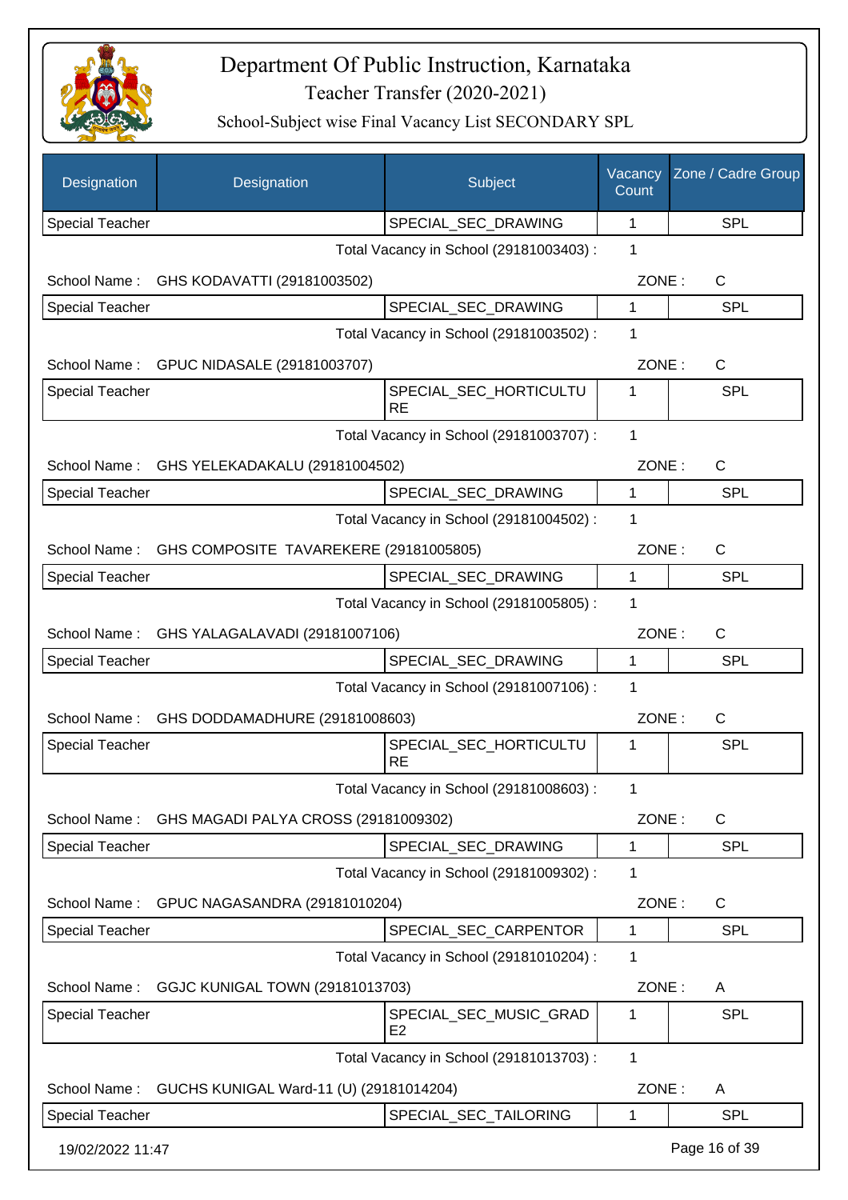# Department Of Public Instruction, Karnataka

## Teacher Transfer (2020-2021)

### School-Subject wise Final Vacancy List SECONDARY SPL

| Designation | Designation | Subject | Vacancy Count | Zone / Cadre Group |
|---|---|---|---|---|
| Special Teacher | | SPECIAL_SEC_DRAWING | 1 | SPL |
| | | Total Vacancy in School (29181003403) : | 1 | |
| School Name : | GHS KODAVATTI (29181003502) | | ZONE : | C |
| Special Teacher | | SPECIAL_SEC_DRAWING | 1 | SPL |
| | | Total Vacancy in School (29181003502) : | 1 | |
| School Name : | GPUC NIDASALE (29181003707) | | ZONE : | C |
| Special Teacher | | SPECIAL_SEC_HORTICULTURE | 1 | SPL |
| | | Total Vacancy in School (29181003707) : | 1 | |
| School Name : | GHS YELEKADAKALU (29181004502) | | ZONE : | C |
| Special Teacher | | SPECIAL_SEC_DRAWING | 1 | SPL |
| | | Total Vacancy in School (29181004502) : | 1 | |
| School Name : | GHS COMPOSITE TAVAREKERE (29181005805) | | ZONE : | C |
| Special Teacher | | SPECIAL_SEC_DRAWING | 1 | SPL |
| | | Total Vacancy in School (29181005805) : | 1 | |
| School Name : | GHS YALAGALAVADI (29181007106) | | ZONE : | C |
| Special Teacher | | SPECIAL_SEC_DRAWING | 1 | SPL |
| | | Total Vacancy in School (29181007106) : | 1 | |
| School Name : | GHS DODDAMADHURE (29181008603) | | ZONE : | C |
| Special Teacher | | SPECIAL_SEC_HORTICULTURE | 1 | SPL |
| | | Total Vacancy in School (29181008603) : | 1 | |
| School Name : | GHS MAGADI PALYA CROSS (29181009302) | | ZONE : | C |
| Special Teacher | | SPECIAL_SEC_DRAWING | 1 | SPL |
| | | Total Vacancy in School (29181009302) : | 1 | |
| School Name : | GPUC NAGASANDRA (29181010204) | | ZONE : | C |
| Special Teacher | | SPECIAL_SEC_CARPENTOR | 1 | SPL |
| | | Total Vacancy in School (29181010204) : | 1 | |
| School Name : | GGJC KUNIGAL TOWN (29181013703) | | ZONE : | A |
| Special Teacher | | SPECIAL_SEC_MUSIC_GRADE2 | 1 | SPL |
| | | Total Vacancy in School (29181013703) : | 1 | |
| School Name : | GUCHS KUNIGAL Ward-11 (U) (29181014204) | | ZONE : | A |
| Special Teacher | | SPECIAL_SEC_TAILORING | 1 | SPL |

19/02/2022 11:47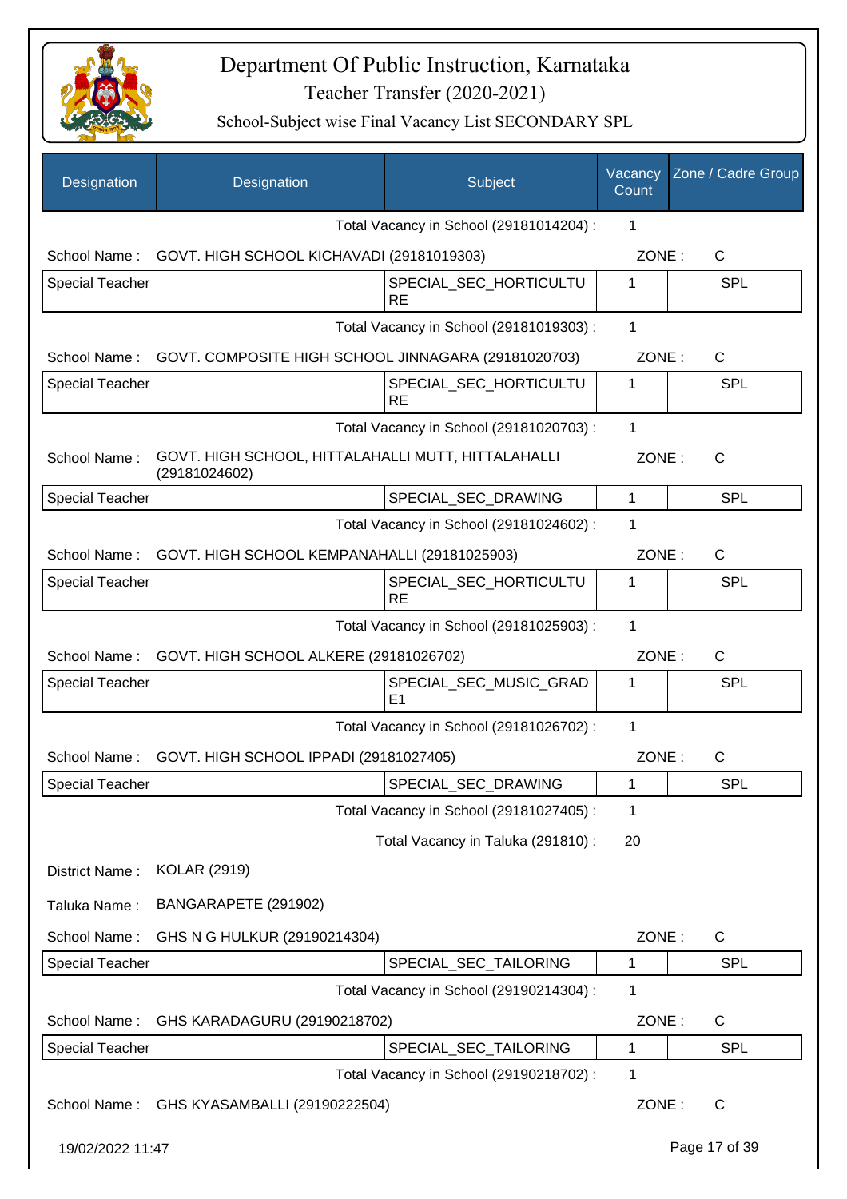# Department Of Public Instruction, Karnataka

Teacher Transfer (2020-2021)

School-Subject wise Final Vacancy List SECONDARY SPL

| Designation | Designation | Subject | Vacancy Count | Zone / Cadre Group |
|---|---|---|---|---|
| | | Total Vacancy in School (29181014204) : | 1 | |
| School Name : | GOVT. HIGH SCHOOL KICHAVADI (29181019303) | | ZONE : | C |
| Special Teacher | | SPECIAL_SEC_HORTICULTURE | 1 | SPL |
| | | Total Vacancy in School (29181019303) : | 1 | |
| School Name : | GOVT. COMPOSITE HIGH SCHOOL JINNAGARA (29181020703) | | ZONE : | C |
| Special Teacher | | SPECIAL_SEC_HORTICULTURE | 1 | SPL |
| | | Total Vacancy in School (29181020703) : | 1 | |
| School Name : | GOVT. HIGH SCHOOL, HITTALAHALLI MUTT, HITTALAHALLI (29181024602) | | ZONE : | C |
| Special Teacher | | SPECIAL_SEC_DRAWING | 1 | SPL |
| | | Total Vacancy in School (29181024602) : | 1 | |
| School Name : | GOVT. HIGH SCHOOL KEMPANAHALLI (29181025903) | | ZONE : | C |
| Special Teacher | | SPECIAL_SEC_HORTICULTURE | 1 | SPL |
| | | Total Vacancy in School (29181025903) : | 1 | |
| School Name : | GOVT. HIGH SCHOOL ALKERE (29181026702) | | ZONE : | C |
| Special Teacher | | SPECIAL_SEC_MUSIC_GRADE1 | 1 | SPL |
| | | Total Vacancy in School (29181026702) : | 1 | |
| School Name : | GOVT. HIGH SCHOOL IPPADI (29181027405) | | ZONE : | C |
| Special Teacher | | SPECIAL_SEC_DRAWING | 1 | SPL |
| | | Total Vacancy in School (29181027405) : | 1 | |
| | | Total Vacancy in Taluka (291810) : | 20 | |
| District Name : | KOLAR (2919) | | | |
| Taluka Name : | BANGARAPETE (291902) | | | |
| School Name : | GHS N G HULKUR (29190214304) | | ZONE : | C |
| Special Teacher | | SPECIAL_SEC_TAILORING | 1 | SPL |
| | | Total Vacancy in School (29190214304) : | 1 | |
| School Name : | GHS KARADAGURU (29190218702) | | ZONE : | C |
| Special Teacher | | SPECIAL_SEC_TAILORING | 1 | SPL |
| | | Total Vacancy in School (29190218702) : | 1 | |
| School Name : | GHS KYASAMBALLI (29190222504) | | ZONE : | C |

19/02/2022 11:47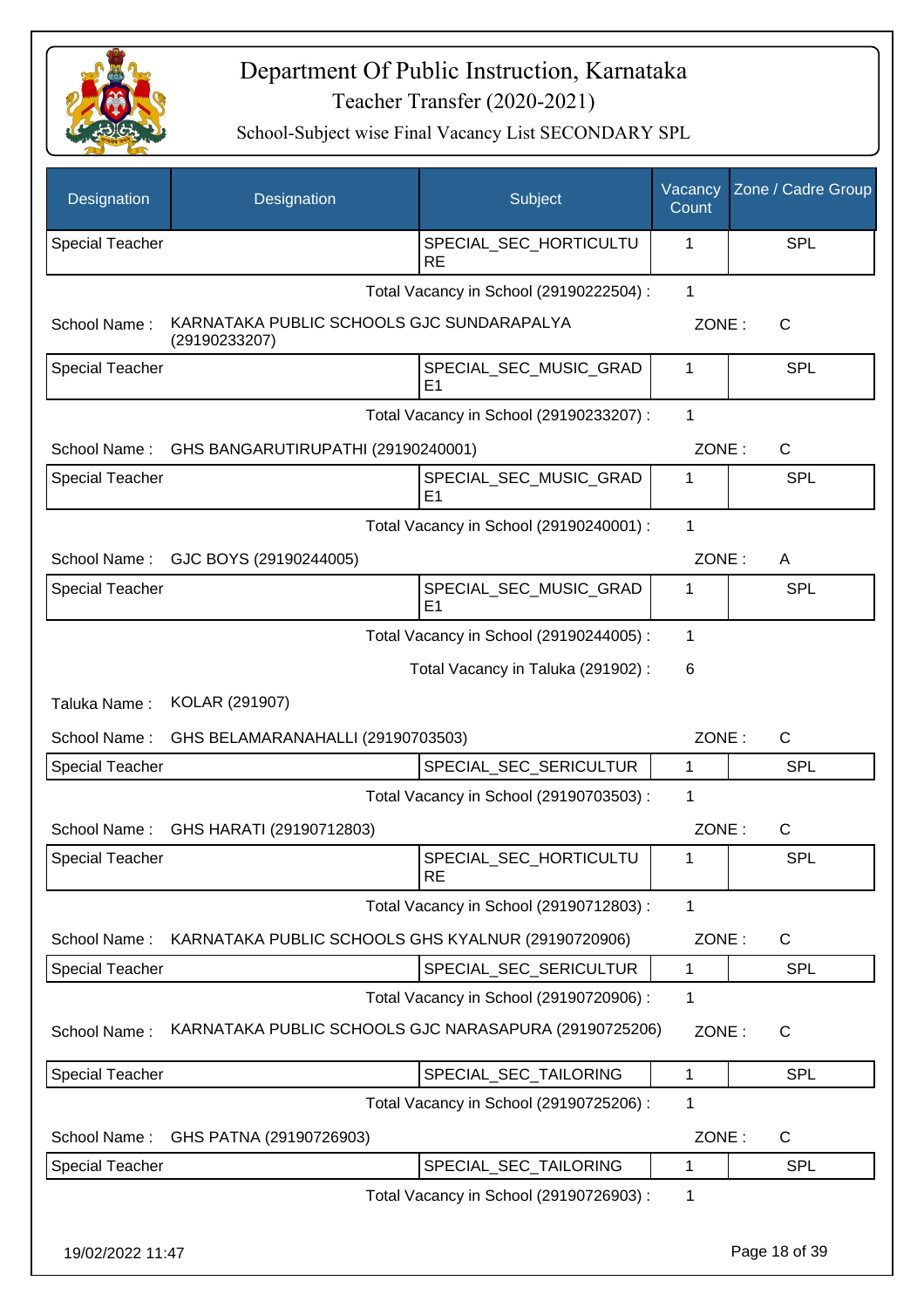# Department Of Public Instruction, Karnataka

Teacher Transfer (2020-2021)

School-Subject wise Final Vacancy List SECONDARY SPL

| Designation | Designation | Subject | Vacancy Count | Zone / Cadre Group |
|---|---|---|---|---|
| Special Teacher | | SPECIAL_SEC_HORTICULTURE | 1 | SPL |

Total Vacancy in School (29190222504) : 1

School Name : KARNATAKA PUBLIC SCHOOLS GJC SUNDARAPALYA (29190233207) ZONE : C

| Designation | Designation | Subject | Vacancy Count | Zone / Cadre Group |
|---|---|---|---|---|
| Special Teacher | | SPECIAL_SEC_MUSIC_GRADE1 | 1 | SPL |

Total Vacancy in School (29190233207) : 1

School Name : GHS BANGARUTIRUPATHI (29190240001) ZONE : C

| Designation | Designation | Subject | Vacancy Count | Zone / Cadre Group |
|---|---|---|---|---|
| Special Teacher | | SPECIAL_SEC_MUSIC_GRADE1 | 1 | SPL |

Total Vacancy in School (29190240001) : 1

School Name : GJC BOYS (29190244005) ZONE : A

| Designation | Designation | Subject | Vacancy Count | Zone / Cadre Group |
|---|---|---|---|---|
| Special Teacher | | SPECIAL_SEC_MUSIC_GRADE1 | 1 | SPL |

Total Vacancy in School (29190244005) : 1

Total Vacancy in Taluka (291902) : 6

Taluka Name : KOLAR (291907)

School Name : GHS BELAMARANAHALLI (29190703503) ZONE : C

| Designation | Designation | Subject | Vacancy Count | Zone / Cadre Group |
|---|---|---|---|---|
| Special Teacher | | SPECIAL_SEC_SERICULTUR | 1 | SPL |

Total Vacancy in School (29190703503) : 1

School Name : GHS HARATI (29190712803) ZONE : C

| Designation | Designation | Subject | Vacancy Count | Zone / Cadre Group |
|---|---|---|---|---|
| Special Teacher | | SPECIAL_SEC_HORTICULTURE | 1 | SPL |

Total Vacancy in School (29190712803) : 1

School Name : KARNATAKA PUBLIC SCHOOLS GHS KYALNUR (29190720906) ZONE : C

| Designation | Designation | Subject | Vacancy Count | Zone / Cadre Group |
|---|---|---|---|---|
| Special Teacher | | SPECIAL_SEC_SERICULTUR | 1 | SPL |

Total Vacancy in School (29190720906) : 1

School Name : KARNATAKA PUBLIC SCHOOLS GJC NARASAPURA (29190725206) ZONE : C

| Designation | Designation | Subject | Vacancy Count | Zone / Cadre Group |
|---|---|---|---|---|
| Special Teacher | | SPECIAL_SEC_TAILORING | 1 | SPL |

Total Vacancy in School (29190725206) : 1

School Name : GHS PATNA (29190726903) ZONE : C

| Designation | Designation | Subject | Vacancy Count | Zone / Cadre Group |
|---|---|---|---|---|
| Special Teacher | | SPECIAL_SEC_TAILORING | 1 | SPL |

Total Vacancy in School (29190726903) : 1

19/02/2022 11:47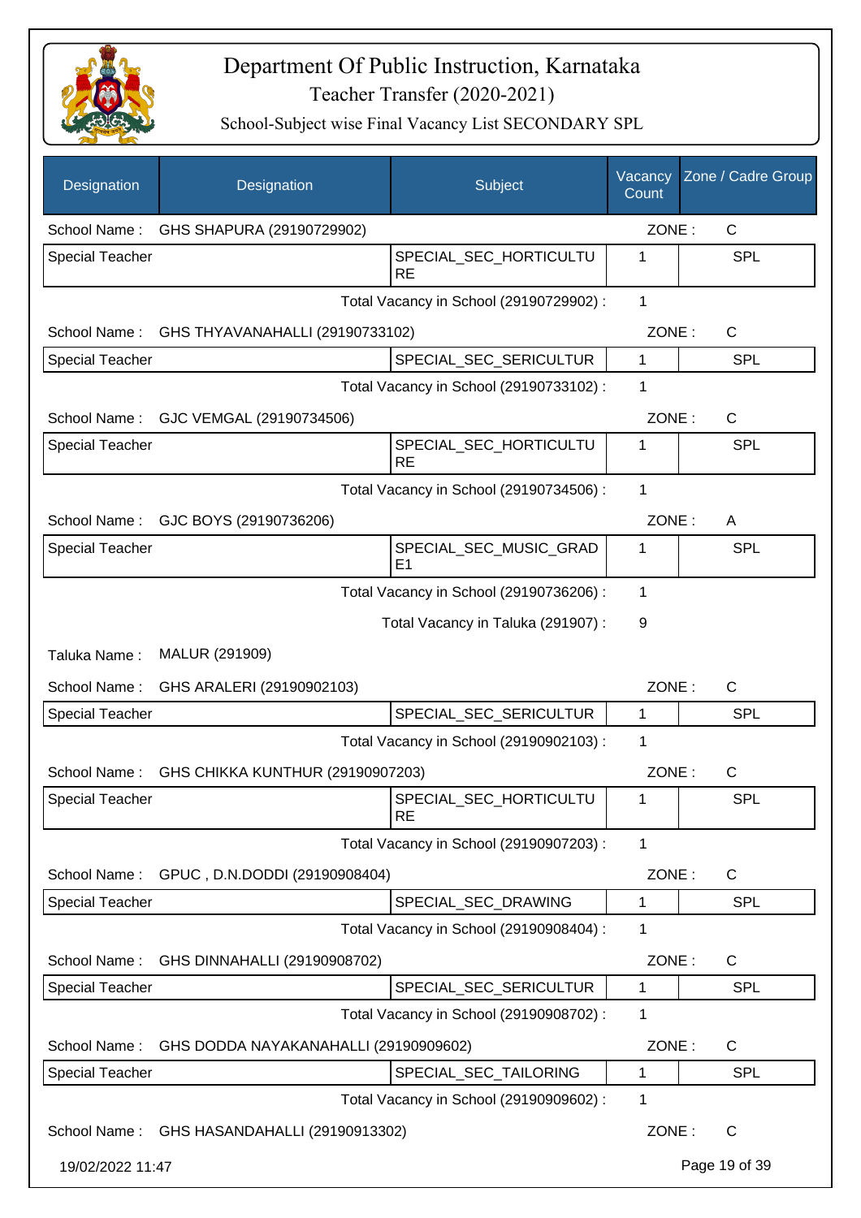# Department Of Public Instruction, Karnataka

## Teacher Transfer (2020-2021)

### School-Subject wise Final Vacancy List SECONDARY SPL

| Designation | Designation | Subject | Vacancy Count | Zone / Cadre Group |
|---|---|---|---|---|
| School Name : | GHS SHAPURA (29190729902) | | ZONE : | C |
| Special Teacher | | SPECIAL_SEC_HORTICULTURE | 1 | SPL |
| | | Total Vacancy in School (29190729902) : | 1 | |
| School Name : | GHS THYAVANAHALLI (29190733102) | | ZONE : | C |
| Special Teacher | | SPECIAL_SEC_SERICULTUR | 1 | SPL |
| | | Total Vacancy in School (29190733102) : | 1 | |
| School Name : | GJC VEMGAL (29190734506) | | ZONE : | C |
| Special Teacher | | SPECIAL_SEC_HORTICULTURE | 1 | SPL |
| | | Total Vacancy in School (29190734506) : | 1 | |
| School Name : | GJC BOYS (29190736206) | | ZONE : | A |
| Special Teacher | | SPECIAL_SEC_MUSIC_GRADE1 | 1 | SPL |
| | | Total Vacancy in School (29190736206) : | 1 | |
| | | Total Vacancy in Taluka (291907) : | 9 | |
| Taluka Name : | MALUR (291909) | | | |
| School Name : | GHS ARALERI (29190902103) | | ZONE : | C |
| Special Teacher | | SPECIAL_SEC_SERICULTUR | 1 | SPL |
| | | Total Vacancy in School (29190902103) : | 1 | |
| School Name : | GHS CHIKKA KUNTHUR (29190907203) | | ZONE : | C |
| Special Teacher | | SPECIAL_SEC_HORTICULTURE | 1 | SPL |
| | | Total Vacancy in School (29190907203) : | 1 | |
| School Name : | GPUC , D.N.DODDI (29190908404) | | ZONE : | C |
| Special Teacher | | SPECIAL_SEC_DRAWING | 1 | SPL |
| | | Total Vacancy in School (29190908404) : | 1 | |
| School Name : | GHS DINNAHALLI (29190908702) | | ZONE : | C |
| Special Teacher | | SPECIAL_SEC_SERICULTUR | 1 | SPL |
| | | Total Vacancy in School (29190908702) : | 1 | |
| School Name : | GHS DODDA NAYAKANAHALLI (29190909602) | | ZONE : | C |
| Special Teacher | | SPECIAL_SEC_TAILORING | 1 | SPL |
| | | Total Vacancy in School (29190909602) : | 1 | |
| School Name : | GHS HASANDAHALLI (29190913302) | | ZONE : | C |

19/02/2022 11:47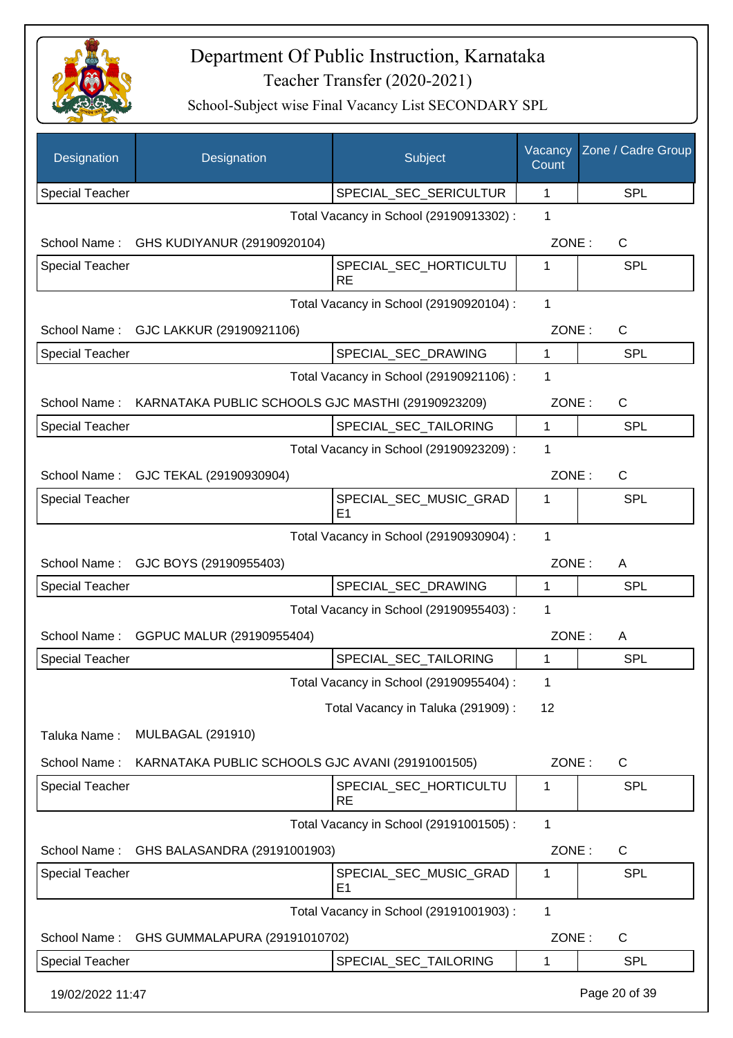# Department Of Public Instruction, Karnataka

## Teacher Transfer (2020-2021)

### School-Subject wise Final Vacancy List SECONDARY SPL

| Designation | Designation | Subject | Vacancy Count | Zone / Cadre Group |
|---|---|---|---|---|
| Special Teacher | | SPECIAL_SEC_SERICULTUR | 1 | SPL |
| | | Total Vacancy in School (29190913302) : | 1 | |
| School Name : | GHS KUDIYANUR (29190920104) | | ZONE : | C |
| Special Teacher | | SPECIAL_SEC_HORTICULTURE | 1 | SPL |
| | | Total Vacancy in School (29190920104) : | 1 | |
| School Name : | GJC LAKKUR (29190921106) | | ZONE : | C |
| Special Teacher | | SPECIAL_SEC_DRAWING | 1 | SPL |
| | | Total Vacancy in School (29190921106) : | 1 | |
| School Name : | KARNATAKA PUBLIC SCHOOLS GJC MASTHI (29190923209) | | ZONE : | C |
| Special Teacher | | SPECIAL_SEC_TAILORING | 1 | SPL |
| | | Total Vacancy in School (29190923209) : | 1 | |
| School Name : | GJC TEKAL (29190930904) | | ZONE : | C |
| Special Teacher | | SPECIAL_SEC_MUSIC_GRADE1 | 1 | SPL |
| | | Total Vacancy in School (29190930904) : | 1 | |
| School Name : | GJC BOYS (29190955403) | | ZONE : | A |
| Special Teacher | | SPECIAL_SEC_DRAWING | 1 | SPL |
| | | Total Vacancy in School (29190955403) : | 1 | |
| School Name : | GGPUC MALUR (29190955404) | | ZONE : | A |
| Special Teacher | | SPECIAL_SEC_TAILORING | 1 | SPL |
| | | Total Vacancy in School (29190955404) : | 1 | |
| | | Total Vacancy in Taluka (291909) : | 12 | |
| Taluka Name : | MULBAGAL (291910) | | | |
| School Name : | KARNATAKA PUBLIC SCHOOLS GJC AVANI (29191001505) | | ZONE : | C |
| Special Teacher | | SPECIAL_SEC_HORTICULTURE | 1 | SPL |
| | | Total Vacancy in School (29191001505) : | 1 | |
| School Name : | GHS BALASANDRA (29191001903) | | ZONE : | C |
| Special Teacher | | SPECIAL_SEC_MUSIC_GRADE1 | 1 | SPL |
| | | Total Vacancy in School (29191001903) : | 1 | |
| School Name : | GHS GUMMALAPURA (29191010702) | | ZONE : | C |
| Special Teacher | | SPECIAL_SEC_TAILORING | 1 | SPL |

19/02/2022 11:47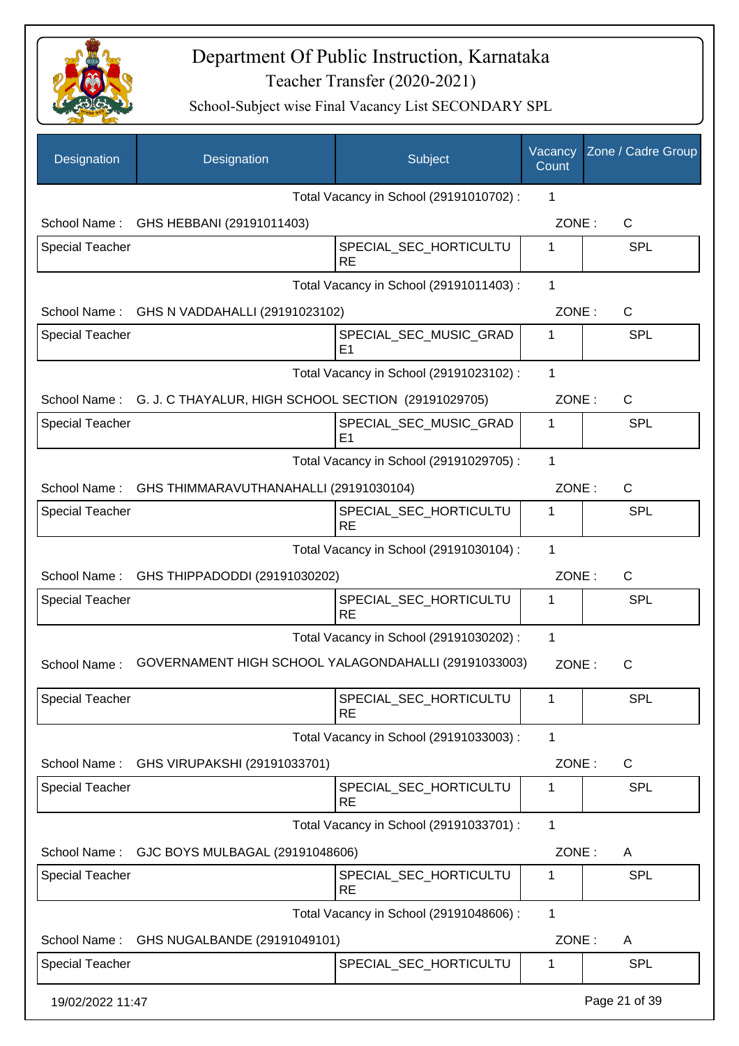# Department Of Public Instruction, Karnataka

Teacher Transfer (2020-2021)

School-Subject wise Final Vacancy List SECONDARY SPL

| Designation | Designation | Subject | Vacancy Count | Zone / Cadre Group |
|---|---|---|---|---|
| | | Total Vacancy in School (29191010702) : | 1 | |
| School Name : | GHS HEBBANI (29191011403) | | ZONE : | C |
| Special Teacher | | SPECIAL_SEC_HORTICULTURE | 1 | SPL |
| | | Total Vacancy in School (29191011403) : | 1 | |
| School Name : | GHS N VADDAHALLI (29191023102) | | ZONE : | C |
| Special Teacher | | SPECIAL_SEC_MUSIC_GRADE1 | 1 | SPL |
| | | Total Vacancy in School (29191023102) : | 1 | |
| School Name : | G. J. C THAYALUR, HIGH SCHOOL SECTION (29191029705) | | ZONE : | C |
| Special Teacher | | SPECIAL_SEC_MUSIC_GRADE1 | 1 | SPL |
| | | Total Vacancy in School (29191029705) : | 1 | |
| School Name : | GHS THIMMARAVUTHANAHALLI (29191030104) | | ZONE : | C |
| Special Teacher | | SPECIAL_SEC_HORTICULTURE | 1 | SPL |
| | | Total Vacancy in School (29191030104) : | 1 | |
| School Name : | GHS THIPPADODDI (29191030202) | | ZONE : | C |
| Special Teacher | | SPECIAL_SEC_HORTICULTURE | 1 | SPL |
| | | Total Vacancy in School (29191030202) : | 1 | |
| School Name : | GOVERNAMENT HIGH SCHOOL YALAGONDAHALLI (29191033003) | | ZONE : | C |
| Special Teacher | | SPECIAL_SEC_HORTICULTURE | 1 | SPL |
| | | Total Vacancy in School (29191033003) : | 1 | |
| School Name : | GHS VIRUPAKSHI (29191033701) | | ZONE : | C |
| Special Teacher | | SPECIAL_SEC_HORTICULTURE | 1 | SPL |
| | | Total Vacancy in School (29191033701) : | 1 | |
| School Name : | GJC BOYS MULBAGAL (29191048606) | | ZONE : | A |
| Special Teacher | | SPECIAL_SEC_HORTICULTURE | 1 | SPL |
| | | Total Vacancy in School (29191048606) : | 1 | |
| School Name : | GHS NUGALBANDE (29191049101) | | ZONE : | A |
| Special Teacher | | SPECIAL_SEC_HORTICULTU | 1 | SPL |

19/02/2022 11:47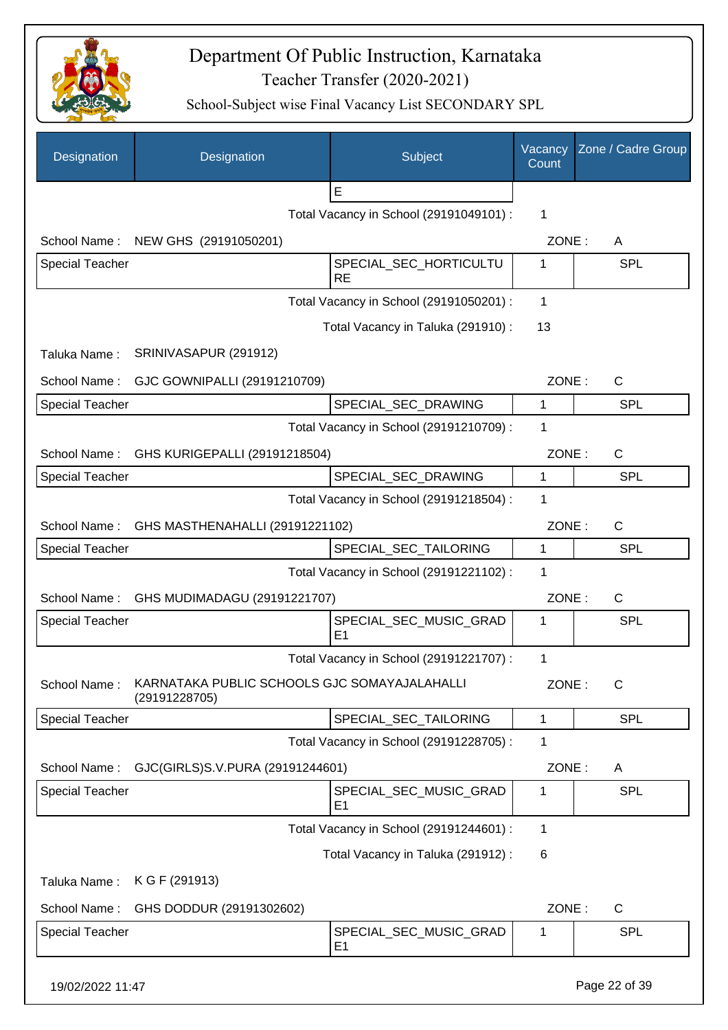# Department Of Public Instruction, Karnataka

## Teacher Transfer (2020-2021)

### School-Subject wise Final Vacancy List SECONDARY SPL

| Designation | Designation | Subject | Vacancy Count | Zone / Cadre Group |
|---|---|---|---|---|
| | | E | | |
| | Total Vacancy in School (29191049101) : | | 1 | |
| School Name : | NEW GHS (29191050201) | | ZONE : | A |
| Special Teacher | | SPECIAL_SEC_HORTICULTURE | 1 | SPL |
| | Total Vacancy in School (29191050201) : | | 1 | |
| | Total Vacancy in Taluka (291910) : | | 13 | |
| Taluka Name : | SRINIVASAPUR (291912) | | | |
| School Name : | GJC GOWNIPALLI (29191210709) | | ZONE : | C |
| Special Teacher | | SPECIAL_SEC_DRAWING | 1 | SPL |
| | Total Vacancy in School (29191210709) : | | 1 | |
| School Name : | GHS KURIGEPALLI (29191218504) | | ZONE : | C |
| Special Teacher | | SPECIAL_SEC_DRAWING | 1 | SPL |
| | Total Vacancy in School (29191218504) : | | 1 | |
| School Name : | GHS MASTHENAHALLI (29191221102) | | ZONE : | C |
| Special Teacher | | SPECIAL_SEC_TAILORING | 1 | SPL |
| | Total Vacancy in School (29191221102) : | | 1 | |
| School Name : | GHS MUDIMADAGU (29191221707) | | ZONE : | C |
| Special Teacher | | SPECIAL_SEC_MUSIC_GRADE1 | 1 | SPL |
| | Total Vacancy in School (29191221707) : | | 1 | |
| School Name : | KARNATAKA PUBLIC SCHOOLS GJC SOMAYAJALAHALLI (29191228705) | | ZONE : | C |
| Special Teacher | | SPECIAL_SEC_TAILORING | 1 | SPL |
| | Total Vacancy in School (29191228705) : | | 1 | |
| School Name : | GJC(GIRLS)S.V.PURA (29191244601) | | ZONE : | A |
| Special Teacher | | SPECIAL_SEC_MUSIC_GRADE1 | 1 | SPL |
| | Total Vacancy in School (29191244601) : | | 1 | |
| | Total Vacancy in Taluka (291912) : | | 6 | |
| Taluka Name : | K G F (291913) | | | |
| School Name : | GHS DODDUR (29191302602) | | ZONE : | C |
| Special Teacher | | SPECIAL_SEC_MUSIC_GRADE1 | 1 | SPL |

19/02/2022 11:47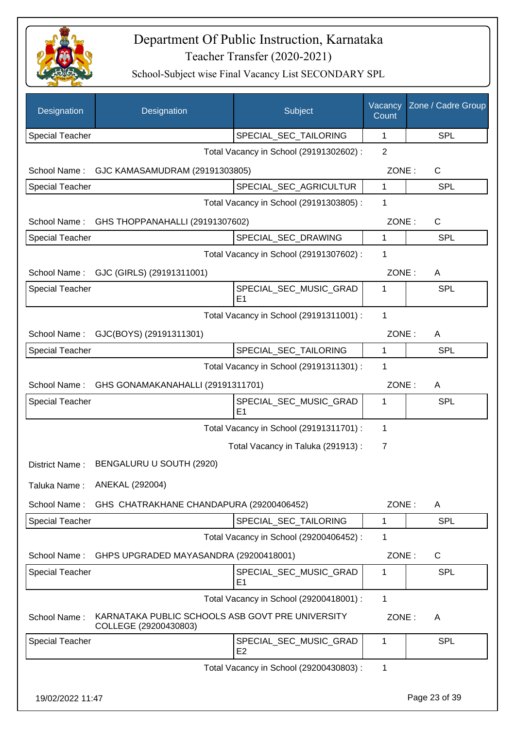# Department Of Public Instruction, Karnataka

Teacher Transfer (2020-2021)

School-Subject wise Final Vacancy List SECONDARY SPL

| Designation | Designation | Subject | Vacancy Count | Zone / Cadre Group |
|---|---|---|---|---|
| Special Teacher | | SPECIAL_SEC_TAILORING | 1 | SPL |

Total Vacancy in School (29191302602) : 2

School Name : GJC KAMASAMUDRAM (29191303805) ZONE : C

| Designation | Designation | Subject | Vacancy Count | Zone / Cadre Group |
|---|---|---|---|---|
| Special Teacher | | SPECIAL_SEC_AGRICULTUR | 1 | SPL |

Total Vacancy in School (29191303805) : 1

School Name : GHS THOPPANAHALLI (29191307602) ZONE : C

| Designation | Designation | Subject | Vacancy Count | Zone / Cadre Group |
|---|---|---|---|---|
| Special Teacher | | SPECIAL_SEC_DRAWING | 1 | SPL |

Total Vacancy in School (29191307602) : 1

School Name : GJC (GIRLS) (29191311001) ZONE : A

| Designation | Designation | Subject | Vacancy Count | Zone / Cadre Group |
|---|---|---|---|---|
| Special Teacher | | SPECIAL_SEC_MUSIC_GRADE1 | 1 | SPL |

Total Vacancy in School (29191311001) : 1

School Name : GJC(BOYS) (29191311301) ZONE : A

| Designation | Designation | Subject | Vacancy Count | Zone / Cadre Group |
|---|---|---|---|---|
| Special Teacher | | SPECIAL_SEC_TAILORING | 1 | SPL |

Total Vacancy in School (29191311301) : 1

School Name : GHS GONAMAKANAHALLI (29191311701) ZONE : A

| Designation | Designation | Subject | Vacancy Count | Zone / Cadre Group |
|---|---|---|---|---|
| Special Teacher | | SPECIAL_SEC_MUSIC_GRADE1 | 1 | SPL |

Total Vacancy in School (29191311701) : 1

Total Vacancy in Taluka (291913) : 7

District Name : BENGALURU U SOUTH (2920)

Taluka Name : ANEKAL (292004)

School Name : GHS CHATRAKHANE CHANDAPURA (29200406452) ZONE : A

| Designation | Designation | Subject | Vacancy Count | Zone / Cadre Group |
|---|---|---|---|---|
| Special Teacher | | SPECIAL_SEC_TAILORING | 1 | SPL |

Total Vacancy in School (29200406452) : 1

School Name : GHPS UPGRADED MAYASANDRA (29200418001) ZONE : C

| Designation | Designation | Subject | Vacancy Count | Zone / Cadre Group |
|---|---|---|---|---|
| Special Teacher | | SPECIAL_SEC_MUSIC_GRADE1 | 1 | SPL |

Total Vacancy in School (29200418001) : 1

School Name : KARNATAKA PUBLIC SCHOOLS ASB GOVT PRE UNIVERSITY COLLEGE (29200430803) ZONE : A

| Designation | Designation | Subject | Vacancy Count | Zone / Cadre Group |
|---|---|---|---|---|
| Special Teacher | | SPECIAL_SEC_MUSIC_GRADE2 | 1 | SPL |

Total Vacancy in School (29200430803) : 1

19/02/2022 11:47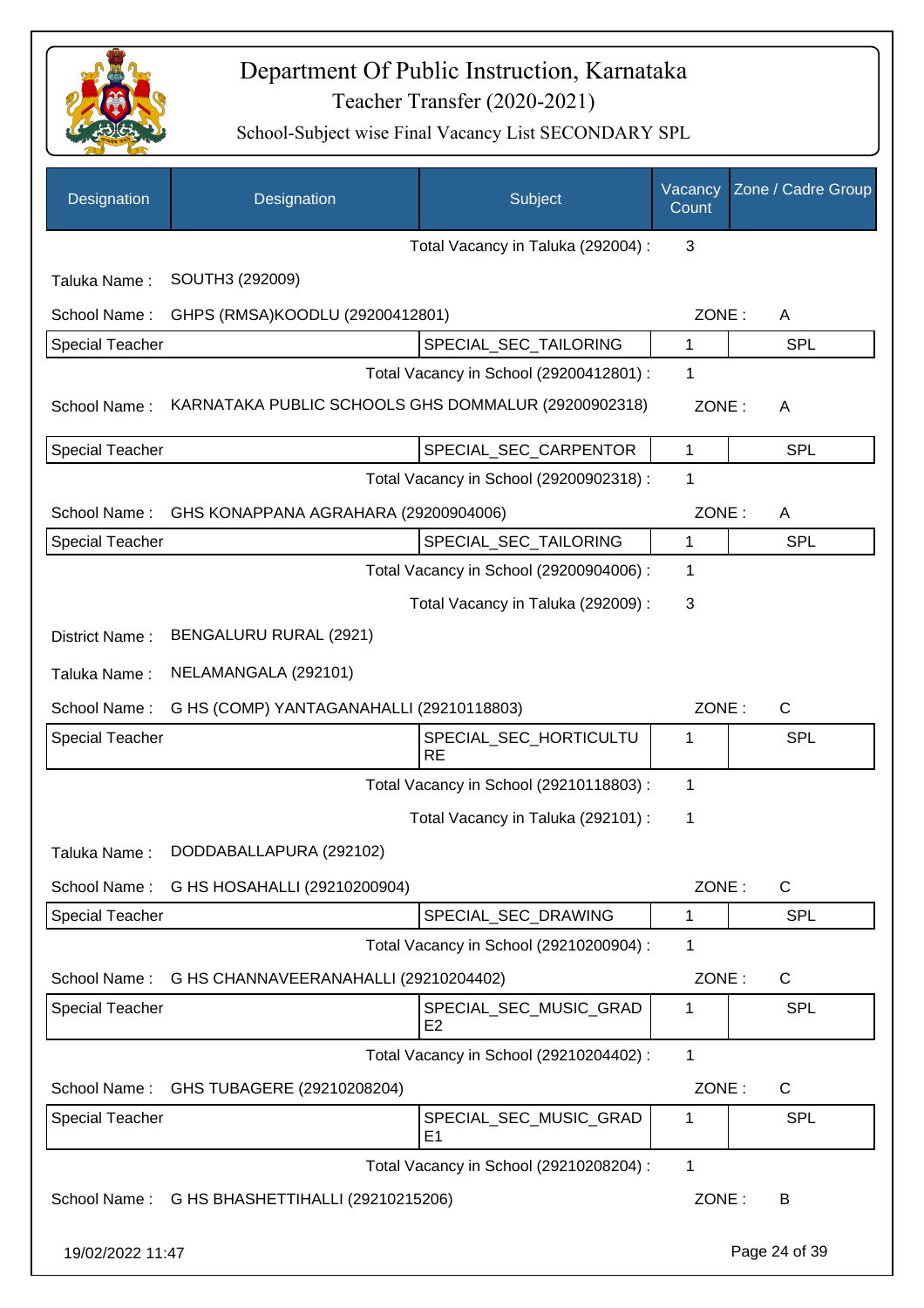# Department Of Public Instruction, Karnataka

## Teacher Transfer (2020-2021)

### School-Subject wise Final Vacancy List SECONDARY SPL

| Designation | Designation | Subject | Vacancy Count | Zone / Cadre Group |
|---|---|---|---|---|
| | | Total Vacancy in Taluka (292004) : | 3 | |
| Taluka Name : | SOUTH3 (292009) | | | |
| School Name : | GHPS (RMSA)KOODLU (29200412801) | | ZONE : | A |
| Special Teacher | | SPECIAL_SEC_TAILORING | 1 | SPL |
| | | Total Vacancy in School (29200412801) : | 1 | |
| School Name : | KARNATAKA PUBLIC SCHOOLS GHS DOMMALUR (29200902318) | | ZONE : | A |
| Special Teacher | | SPECIAL_SEC_CARPENTOR | 1 | SPL |
| | | Total Vacancy in School (29200902318) : | 1 | |
| School Name : | GHS KONAPPANA AGRAHARA (29200904006) | | ZONE : | A |
| Special Teacher | | SPECIAL_SEC_TAILORING | 1 | SPL |
| | | Total Vacancy in School (29200904006) : | 1 | |
| | | Total Vacancy in Taluka (292009) : | 3 | |
| District Name : | BENGALURU RURAL (2921) | | | |
| Taluka Name : | NELAMANGALA (292101) | | | |
| School Name : | G HS (COMP) YANTAGANAHALLI (29210118803) | | ZONE : | C |
| Special Teacher | | SPECIAL_SEC_HORTICULTURE | 1 | SPL |
| | | Total Vacancy in School (29210118803) : | 1 | |
| | | Total Vacancy in Taluka (292101) : | 1 | |
| Taluka Name : | DODDABALLAPURA (292102) | | | |
| School Name : | G HS HOSAHALLI (29210200904) | | ZONE : | C |
| Special Teacher | | SPECIAL_SEC_DRAWING | 1 | SPL |
| | | Total Vacancy in School (29210200904) : | 1 | |
| School Name : | G HS CHANNAVEERANAHALLI (29210204402) | | ZONE : | C |
| Special Teacher | | SPECIAL_SEC_MUSIC_GRADE2 | 1 | SPL |
| | | Total Vacancy in School (29210204402) : | 1 | |
| School Name : | GHS TUBAGERE (29210208204) | | ZONE : | C |
| Special Teacher | | SPECIAL_SEC_MUSIC_GRADE1 | 1 | SPL |
| | | Total Vacancy in School (29210208204) : | 1 | |
| School Name : | G HS BHASHETTIHALLI (29210215206) | | ZONE : | B |

19/02/2022 11:47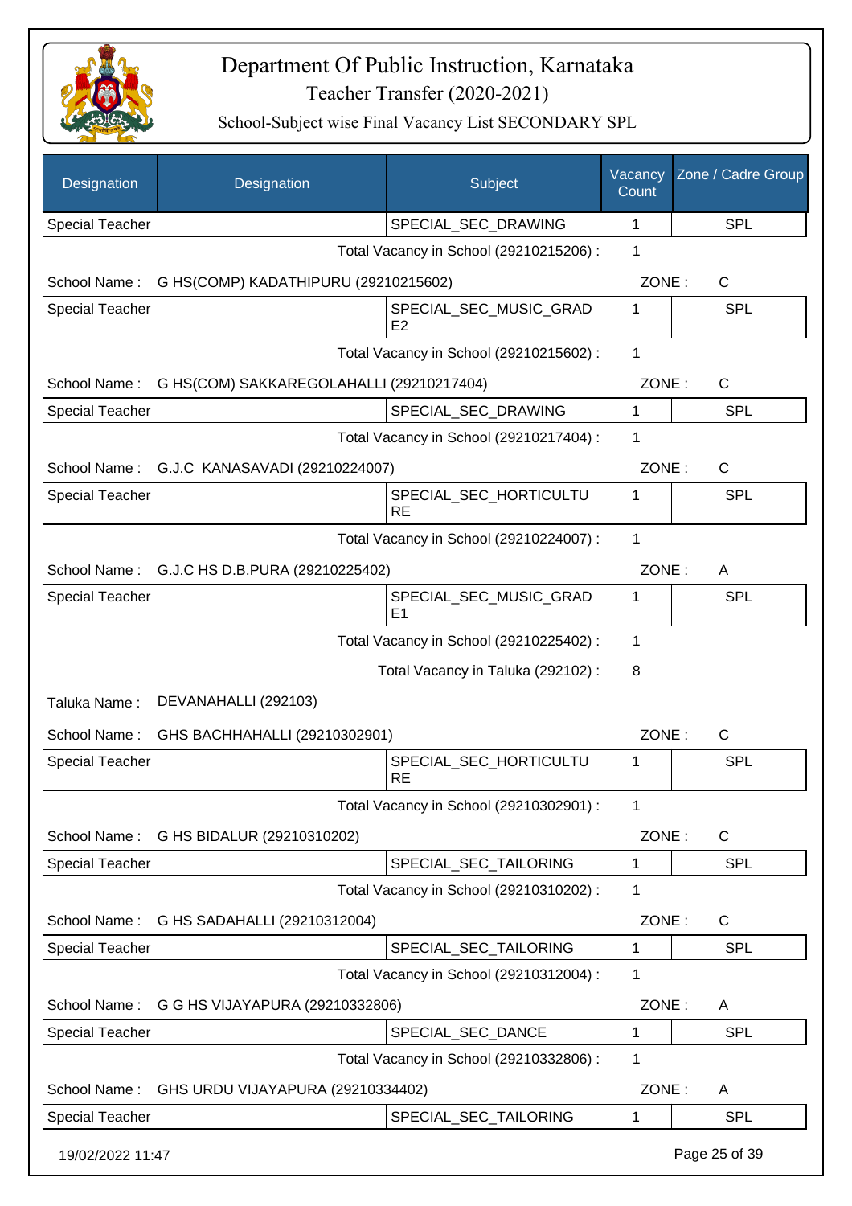# Department Of Public Instruction, Karnataka

## Teacher Transfer (2020-2021)

### School-Subject wise Final Vacancy List SECONDARY SPL

| Designation | Designation | Subject | Vacancy Count | Zone / Cadre Group |
|---|---|---|---|---|
| Special Teacher | | SPECIAL_SEC_DRAWING | 1 | SPL |
| | | Total Vacancy in School (29210215206) : | 1 | |
| School Name : | G HS(COMP) KADATHIPURU (29210215602) | | ZONE : | C |
| Special Teacher | | SPECIAL_SEC_MUSIC_GRADE2 | 1 | SPL |
| | | Total Vacancy in School (29210215602) : | 1 | |
| School Name : | G HS(COM) SAKKAREGOLAHALLI (29210217404) | | ZONE : | C |
| Special Teacher | | SPECIAL_SEC_DRAWING | 1 | SPL |
| | | Total Vacancy in School (29210217404) : | 1 | |
| School Name : | G.J.C KANASAVADI (29210224007) | | ZONE : | C |
| Special Teacher | | SPECIAL_SEC_HORTICULTURE | 1 | SPL |
| | | Total Vacancy in School (29210224007) : | 1 | |
| School Name : | G.J.C HS D.B.PURA (29210225402) | | ZONE : | A |
| Special Teacher | | SPECIAL_SEC_MUSIC_GRADE1 | 1 | SPL |
| | | Total Vacancy in School (29210225402) : | 1 | |
| | | Total Vacancy in Taluka (292102) : | 8 | |
| Taluka Name : | DEVANAHALLI (292103) | | | |
| School Name : | GHS BACHHAHALLI (29210302901) | | ZONE : | C |
| Special Teacher | | SPECIAL_SEC_HORTICULTURE | 1 | SPL |
| | | Total Vacancy in School (29210302901) : | 1 | |
| School Name : | G HS BIDALUR (29210310202) | | ZONE : | C |
| Special Teacher | | SPECIAL_SEC_TAILORING | 1 | SPL |
| | | Total Vacancy in School (29210310202) : | 1 | |
| School Name : | G HS SADAHALLI (29210312004) | | ZONE : | C |
| Special Teacher | | SPECIAL_SEC_TAILORING | 1 | SPL |
| | | Total Vacancy in School (29210312004) : | 1 | |
| School Name : | G G HS VIJAYAPURA (29210332806) | | ZONE : | A |
| Special Teacher | | SPECIAL_SEC_DANCE | 1 | SPL |
| | | Total Vacancy in School (29210332806) : | 1 | |
| School Name : | GHS URDU VIJAYAPURA (29210334402) | | ZONE : | A |
| Special Teacher | | SPECIAL_SEC_TAILORING | 1 | SPL |

19/02/2022 11:47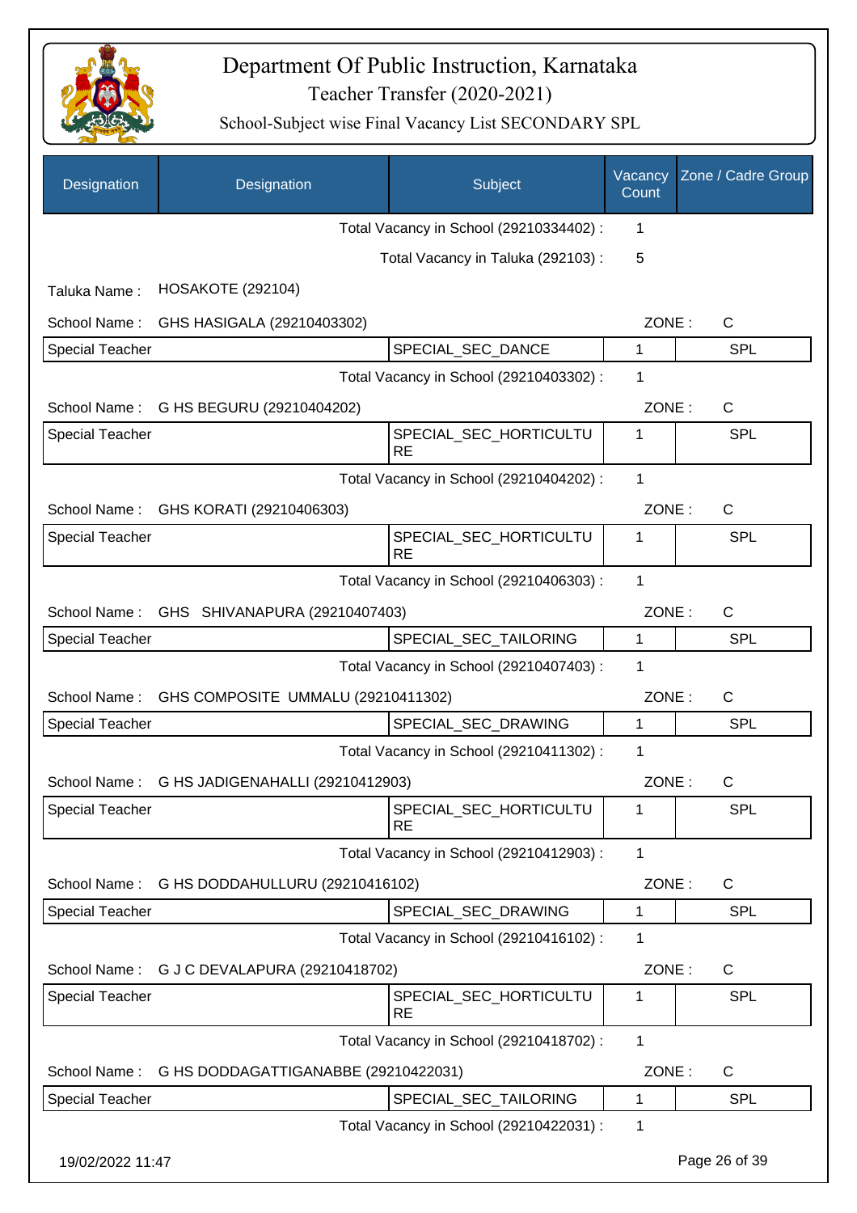# Department Of Public Instruction, Karnataka

Teacher Transfer (2020-2021)

School-Subject wise Final Vacancy List SECONDARY SPL

| Designation | Designation | Subject | Vacancy Count | Zone / Cadre Group |
|---|---|---|---|---|
| | | Total Vacancy in School (29210334402) : | 1 | |
| | | Total Vacancy in Taluka (292103) : | 5 | |
| Taluka Name : | HOSAKOTE (292104) | | | |
| School Name : | GHS HASIGALA (29210403302) | | ZONE : | C |
| Special Teacher | | SPECIAL_SEC_DANCE | 1 | SPL |
| | | Total Vacancy in School (29210403302) : | 1 | |
| School Name : | G HS BEGURU (29210404202) | | ZONE : | C |
| Special Teacher | | SPECIAL_SEC_HORTICULTURE | 1 | SPL |
| | | Total Vacancy in School (29210404202) : | 1 | |
| School Name : | GHS KORATI (29210406303) | | ZONE : | C |
| Special Teacher | | SPECIAL_SEC_HORTICULTURE | 1 | SPL |
| | | Total Vacancy in School (29210406303) : | 1 | |
| School Name : | GHS SHIVANAPURA (29210407403) | | ZONE : | C |
| Special Teacher | | SPECIAL_SEC_TAILORING | 1 | SPL |
| | | Total Vacancy in School (29210407403) : | 1 | |
| School Name : | GHS COMPOSITE UMMALU (29210411302) | | ZONE : | C |
| Special Teacher | | SPECIAL_SEC_DRAWING | 1 | SPL |
| | | Total Vacancy in School (29210411302) : | 1 | |
| School Name : | G HS JADIGENAHALLI (29210412903) | | ZONE : | C |
| Special Teacher | | SPECIAL_SEC_HORTICULTURE | 1 | SPL |
| | | Total Vacancy in School (29210412903) : | 1 | |
| School Name : | G HS DODDAHULLURU (29210416102) | | ZONE : | C |
| Special Teacher | | SPECIAL_SEC_DRAWING | 1 | SPL |
| | | Total Vacancy in School (29210416102) : | 1 | |
| School Name : | G J C DEVALAPURA (29210418702) | | ZONE : | C |
| Special Teacher | | SPECIAL_SEC_HORTICULTURE | 1 | SPL |
| | | Total Vacancy in School (29210418702) : | 1 | |
| School Name : | G HS DODDAGATTIGANABBE (29210422031) | | ZONE : | C |
| Special Teacher | | SPECIAL_SEC_TAILORING | 1 | SPL |
| | | Total Vacancy in School (29210422031) : | 1 | |

19/02/2022 11:47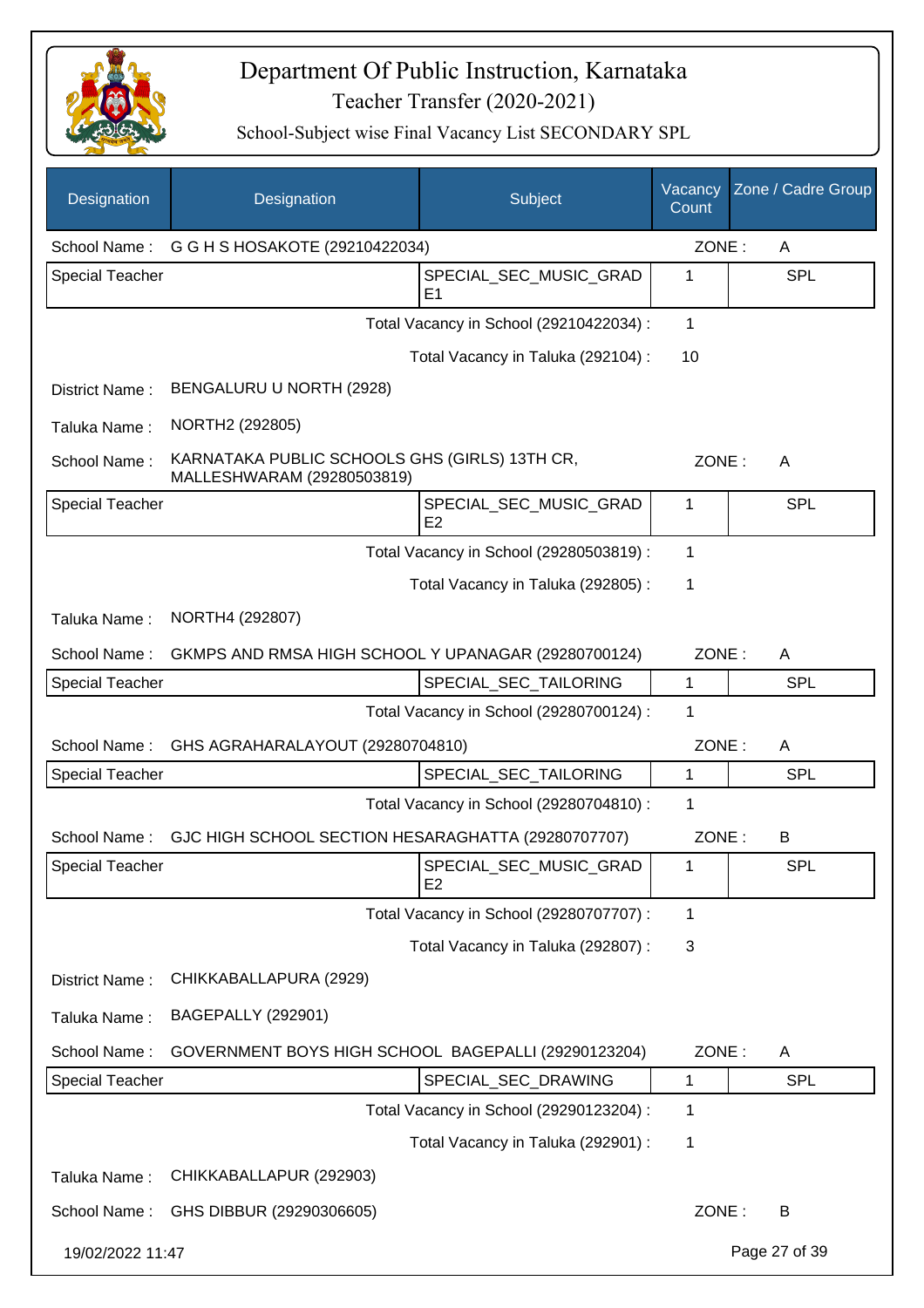# Department Of Public Instruction, Karnataka

## Teacher Transfer (2020-2021)

### School-Subject wise Final Vacancy List SECONDARY SPL

| Designation | Designation | Subject | Vacancy Count | Zone / Cadre Group |
|---|---|---|---|---|
| School Name : | G G H S HOSAKOTE (29210422034) | | ZONE : | A |
| Special Teacher | | SPECIAL_SEC_MUSIC_GRADE1 | 1 | SPL |
| | | Total Vacancy in School (29210422034) : | 1 | |
| | | Total Vacancy in Taluka (292104) : | 10 | |
| District Name : | BENGALURU U NORTH (2928) | | | |
| Taluka Name : | NORTH2 (292805) | | | |
| School Name : | KARNATAKA PUBLIC SCHOOLS GHS (GIRLS) 13TH CR, MALLESHWARAM (29280503819) | | ZONE : | A |
| Special Teacher | | SPECIAL_SEC_MUSIC_GRADE2 | 1 | SPL |
| | | Total Vacancy in School (29280503819) : | 1 | |
| | | Total Vacancy in Taluka (292805) : | 1 | |
| Taluka Name : | NORTH4 (292807) | | | |
| School Name : | GKMPS AND RMSA HIGH SCHOOL Y UPANAGAR (29280700124) | | ZONE : | A |
| Special Teacher | | SPECIAL_SEC_TAILORING | 1 | SPL |
| | | Total Vacancy in School (29280700124) : | 1 | |
| School Name : | GHS AGRAHARALAYOUT (29280704810) | | ZONE : | A |
| Special Teacher | | SPECIAL_SEC_TAILORING | 1 | SPL |
| | | Total Vacancy in School (29280704810) : | 1 | |
| School Name : | GJC HIGH SCHOOL SECTION HESARAGHATTA (29280707707) | | ZONE : | B |
| Special Teacher | | SPECIAL_SEC_MUSIC_GRADE2 | 1 | SPL |
| | | Total Vacancy in School (29280707707) : | 1 | |
| | | Total Vacancy in Taluka (292807) : | 3 | |
| District Name : | CHIKKABALLAPURA (2929) | | | |
| Taluka Name : | BAGEPALLY (292901) | | | |
| School Name : | GOVERNMENT BOYS HIGH SCHOOL BAGEPALLI (29290123204) | | ZONE : | A |
| Special Teacher | | SPECIAL_SEC_DRAWING | 1 | SPL |
| | | Total Vacancy in School (29290123204) : | 1 | |
| | | Total Vacancy in Taluka (292901) : | 1 | |
| Taluka Name : | CHIKKABALLAPUR (292903) | | | |
| School Name : | GHS DIBBUR (29290306605) | | ZONE : | B |

19/02/2022 11:47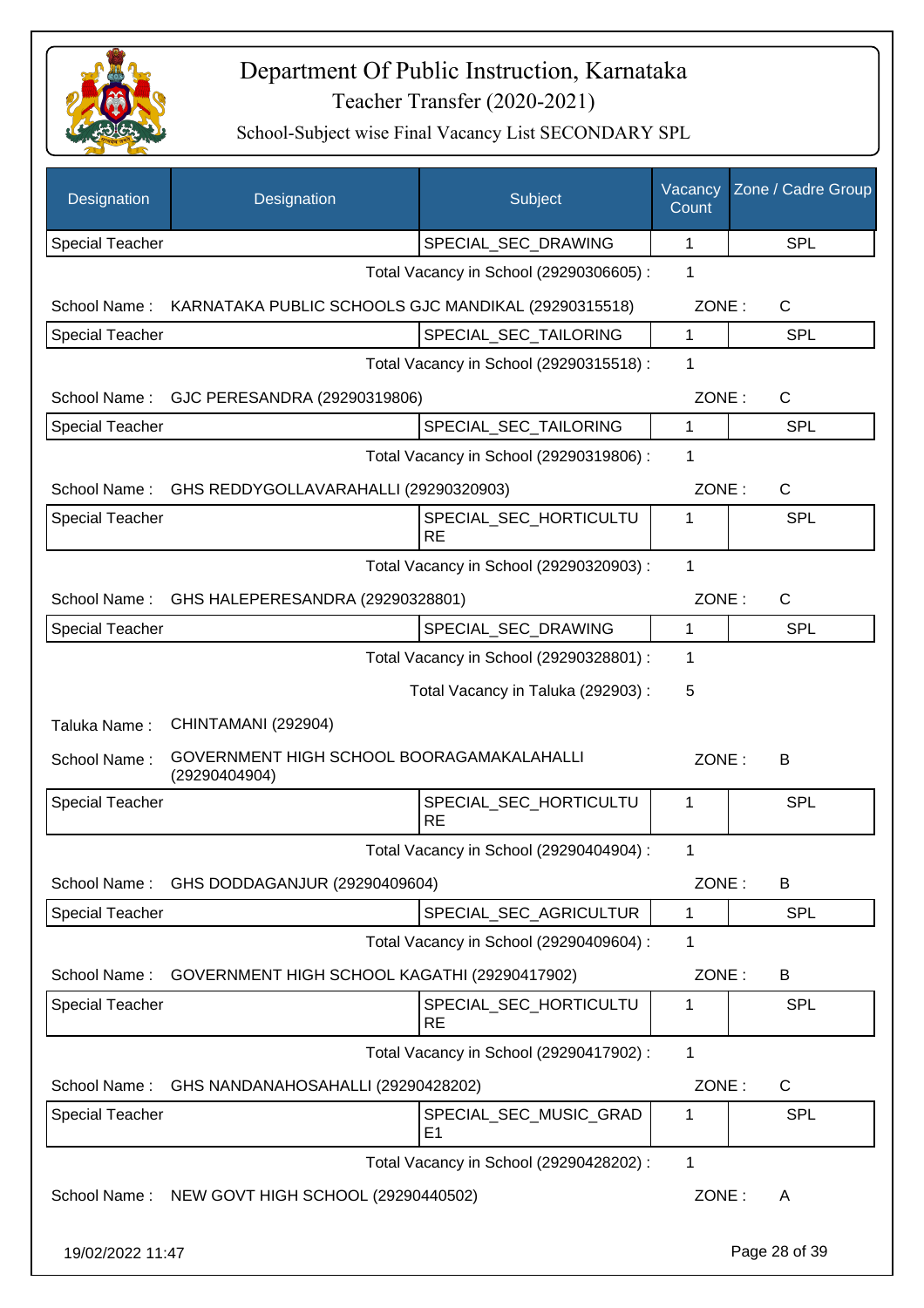# Department Of Public Instruction, Karnataka

Teacher Transfer (2020-2021)

School-Subject wise Final Vacancy List SECONDARY SPL

| Designation | Designation | Subject | Vacancy Count | Zone / Cadre Group |
|---|---|---|---|---|
| Special Teacher | | SPECIAL_SEC_DRAWING | 1 | SPL |

Total Vacancy in School (29290306605) : 1

School Name : KARNATAKA PUBLIC SCHOOLS GJC MANDIKAL (29290315518) ZONE : C

| Special Teacher | | SPECIAL_SEC_TAILORING | 1 | SPL |
|---|---|---|---|---|

Total Vacancy in School (29290315518) : 1

School Name : GJC PERESANDRA (29290319806) ZONE : C

| Special Teacher | | SPECIAL_SEC_TAILORING | 1 | SPL |
|---|---|---|---|---|

Total Vacancy in School (29290319806) : 1

School Name : GHS REDDYGOLLAVARAHALLI (29290320903) ZONE : C

| Special Teacher | | SPECIAL_SEC_HORTICULTURE | 1 | SPL |
|---|---|---|---|---|

Total Vacancy in School (29290320903) : 1

School Name : GHS HALEPERESANDRA (29290328801) ZONE : C

| Special Teacher | | SPECIAL_SEC_DRAWING | 1 | SPL |
|---|---|---|---|---|

Total Vacancy in School (29290328801) : 1

Total Vacancy in Taluka (292903) : 5

Taluka Name : CHINTAMANI (292904)

School Name : GOVERNMENT HIGH SCHOOL BOORAGAMAKALAHALLI (29290404904) ZONE : B

| Special Teacher | | SPECIAL_SEC_HORTICULTURE | 1 | SPL |
|---|---|---|---|---|

Total Vacancy in School (29290404904) : 1

School Name : GHS DODDAGANJUR (29290409604) ZONE : B

| Special Teacher | | SPECIAL_SEC_AGRICULTUR | 1 | SPL |
|---|---|---|---|---|

Total Vacancy in School (29290409604) : 1

School Name : GOVERNMENT HIGH SCHOOL KAGATHI (29290417902) ZONE : B

| Special Teacher | | SPECIAL_SEC_HORTICULTURE | 1 | SPL |
|---|---|---|---|---|

Total Vacancy in School (29290417902) : 1

School Name : GHS NANDANAHOSAHALLI (29290428202) ZONE : C

| Special Teacher | | SPECIAL_SEC_MUSIC_GRADE1 | 1 | SPL |
|---|---|---|---|---|

Total Vacancy in School (29290428202) : 1

School Name : NEW GOVT HIGH SCHOOL (29290440502) ZONE : A

19/02/2022 11:47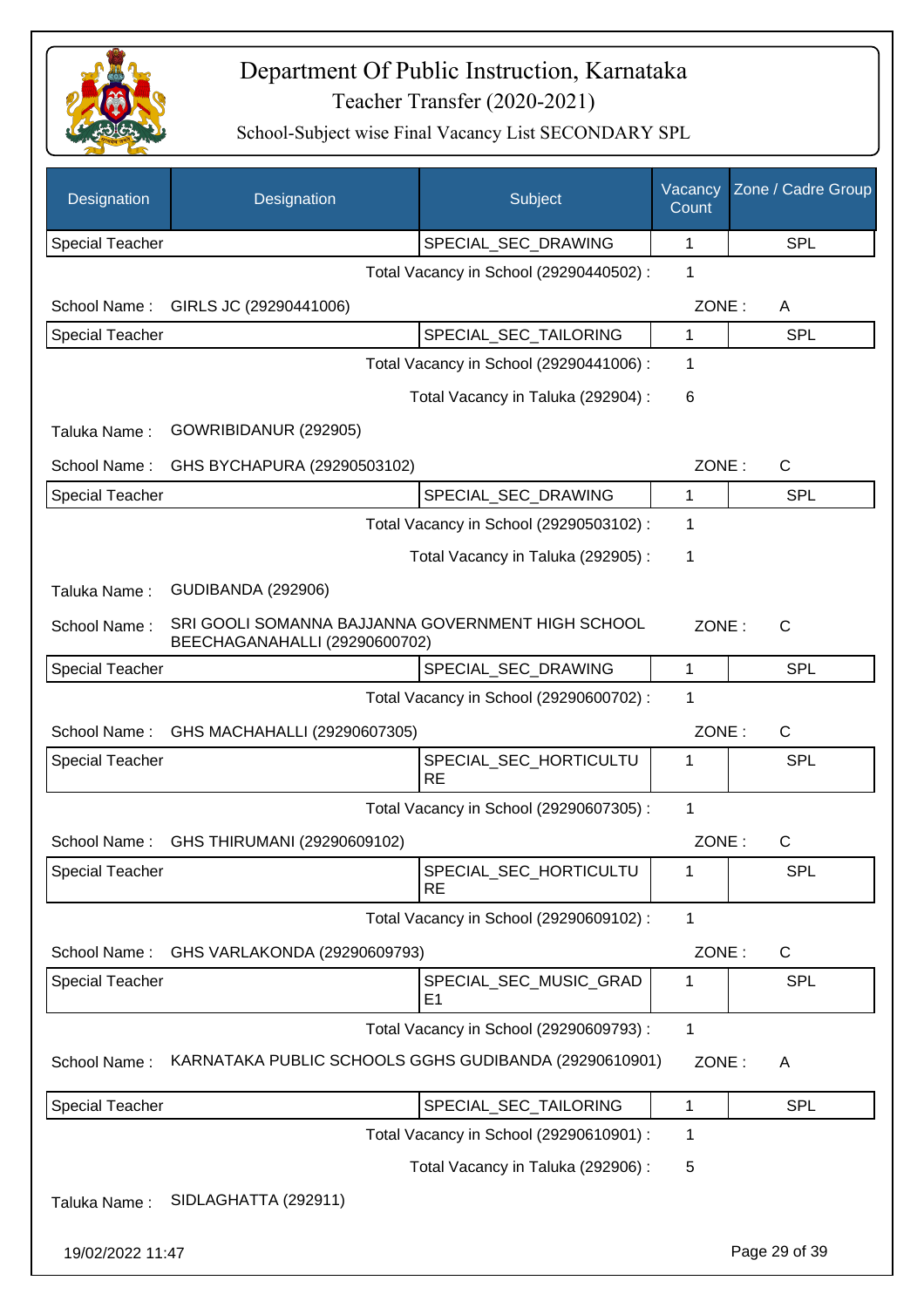# Department Of Public Instruction, Karnataka

Teacher Transfer (2020-2021)

School-Subject wise Final Vacancy List SECONDARY SPL

| Designation | Designation | Subject | Vacancy Count | Zone / Cadre Group |
|---|---|---|---|---|
| Special Teacher | | SPECIAL_SEC_DRAWING | 1 | SPL |

Total Vacancy in School (29290440502) : 1

School Name : GIRLS JC (29290441006) ZONE : A

| Designation | Designation | Subject | Vacancy Count | Zone / Cadre Group |
|---|---|---|---|---|
| Special Teacher | | SPECIAL_SEC_TAILORING | 1 | SPL |

Total Vacancy in School (29290441006) : 1

Total Vacancy in Taluka (292904) : 6

Taluka Name : GOWRIBIDANUR (292905)

School Name : GHS BYCHAPURA (29290503102) ZONE : C

| Designation | Designation | Subject | Vacancy Count | Zone / Cadre Group |
|---|---|---|---|---|
| Special Teacher | | SPECIAL_SEC_DRAWING | 1 | SPL |

Total Vacancy in School (29290503102) : 1

Total Vacancy in Taluka (292905) : 1

Taluka Name : GUDIBANDA (292906)

School Name : SRI GOOLI SOMANNA BAJJANNA GOVERNMENT HIGH SCHOOL BEECHAGANAHALLI (29290600702) ZONE : C

| Designation | Designation | Subject | Vacancy Count | Zone / Cadre Group |
|---|---|---|---|---|
| Special Teacher | | SPECIAL_SEC_DRAWING | 1 | SPL |

Total Vacancy in School (29290600702) : 1

School Name : GHS MACHAHALLI (29290607305) ZONE : C

| Designation | Designation | Subject | Vacancy Count | Zone / Cadre Group |
|---|---|---|---|---|
| Special Teacher | | SPECIAL_SEC_HORTICULTURE | 1 | SPL |

Total Vacancy in School (29290607305) : 1

School Name : GHS THIRUMANI (29290609102) ZONE : C

| Designation | Designation | Subject | Vacancy Count | Zone / Cadre Group |
|---|---|---|---|---|
| Special Teacher | | SPECIAL_SEC_HORTICULTURE | 1 | SPL |

Total Vacancy in School (29290609102) : 1

School Name : GHS VARLAKONDA (29290609793) ZONE : C

| Designation | Designation | Subject | Vacancy Count | Zone / Cadre Group |
|---|---|---|---|---|
| Special Teacher | | SPECIAL_SEC_MUSIC_GRADE1 | 1 | SPL |

Total Vacancy in School (29290609793) : 1

School Name : KARNATAKA PUBLIC SCHOOLS GGHS GUDIBANDA (29290610901) ZONE : A

| Designation | Designation | Subject | Vacancy Count | Zone / Cadre Group |
|---|---|---|---|---|
| Special Teacher | | SPECIAL_SEC_TAILORING | 1 | SPL |

Total Vacancy in School (29290610901) : 1

Total Vacancy in Taluka (292906) : 5

Taluka Name : SIDLAGHATTA (292911)

19/02/2022 11:47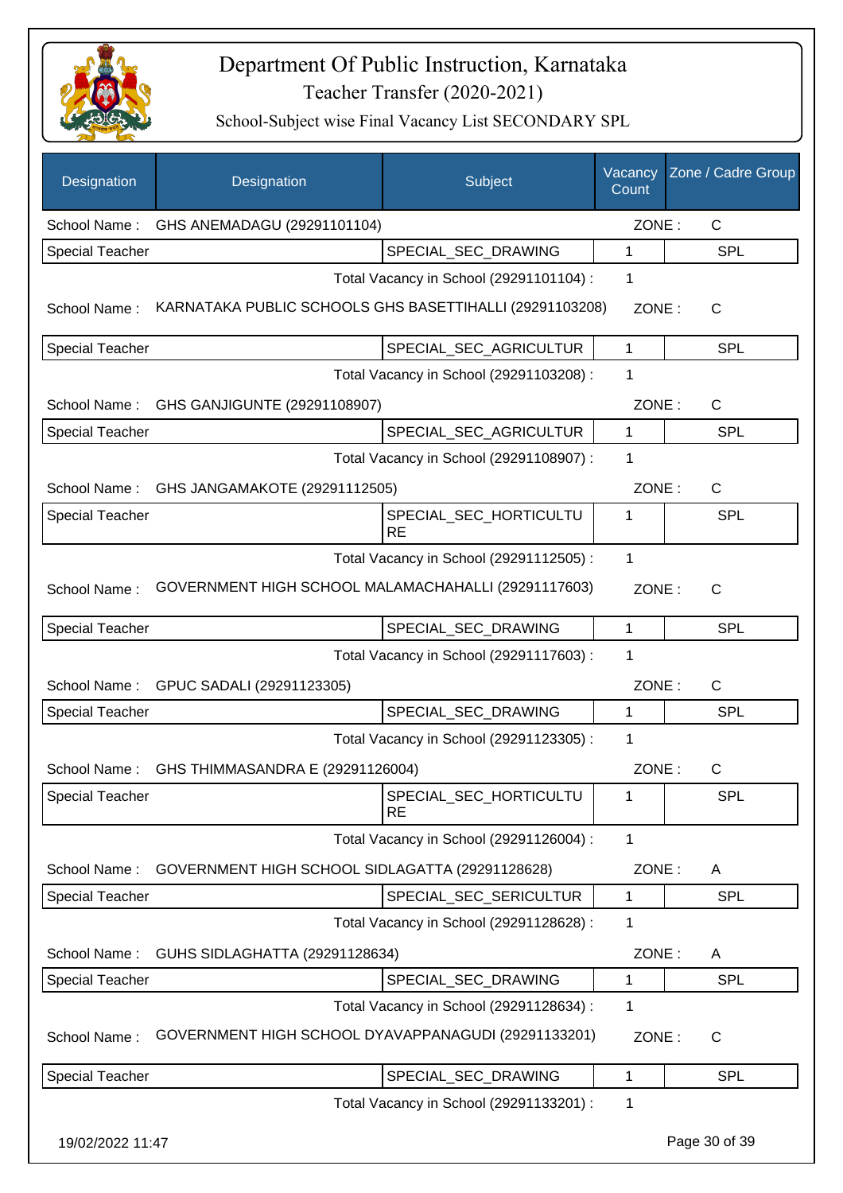# Department Of Public Instruction, Karnataka

## Teacher Transfer (2020-2021)

### School-Subject wise Final Vacancy List SECONDARY SPL

| Designation | Designation | Subject | Vacancy Count | Zone / Cadre Group |
|---|---|---|---|---|
| School Name : | GHS ANEMADAGU (29291101104) | | ZONE : | C |
| Special Teacher | | SPECIAL_SEC_DRAWING | 1 | SPL |
| | | Total Vacancy in School (29291101104) : | 1 | |
| School Name : | KARNATAKA PUBLIC SCHOOLS GHS BASETTIHALLI (29291103208) | | ZONE : | C |
| Special Teacher | | SPECIAL_SEC_AGRICULTUR | 1 | SPL |
| | | Total Vacancy in School (29291103208) : | 1 | |
| School Name : | GHS GANJIGUNTE (29291108907) | | ZONE : | C |
| Special Teacher | | SPECIAL_SEC_AGRICULTUR | 1 | SPL |
| | | Total Vacancy in School (29291108907) : | 1 | |
| School Name : | GHS JANGAMAKOTE (29291112505) | | ZONE : | C |
| Special Teacher | | SPECIAL_SEC_HORTICULTURE | 1 | SPL |
| | | Total Vacancy in School (29291112505) : | 1 | |
| School Name : | GOVERNMENT HIGH SCHOOL MALAMACHAHALLI (29291117603) | | ZONE : | C |
| Special Teacher | | SPECIAL_SEC_DRAWING | 1 | SPL |
| | | Total Vacancy in School (29291117603) : | 1 | |
| School Name : | GPUC SADALI (29291123305) | | ZONE : | C |
| Special Teacher | | SPECIAL_SEC_DRAWING | 1 | SPL |
| | | Total Vacancy in School (29291123305) : | 1 | |
| School Name : | GHS THIMMASANDRA E (29291126004) | | ZONE : | C |
| Special Teacher | | SPECIAL_SEC_HORTICULTURE | 1 | SPL |
| | | Total Vacancy in School (29291126004) : | 1 | |
| School Name : | GOVERNMENT HIGH SCHOOL SIDLAGATTA (29291128628) | | ZONE : | A |
| Special Teacher | | SPECIAL_SEC_SERICULTUR | 1 | SPL |
| | | Total Vacancy in School (29291128628) : | 1 | |
| School Name : | GUHS SIDLAGHATTA (29291128634) | | ZONE : | A |
| Special Teacher | | SPECIAL_SEC_DRAWING | 1 | SPL |
| | | Total Vacancy in School (29291128634) : | 1 | |
| School Name : | GOVERNMENT HIGH SCHOOL DYAVAPPANAGUDI (29291133201) | | ZONE : | C |
| Special Teacher | | SPECIAL_SEC_DRAWING | 1 | SPL |
| | | Total Vacancy in School (29291133201) : | 1 | |

19/02/2022 11:47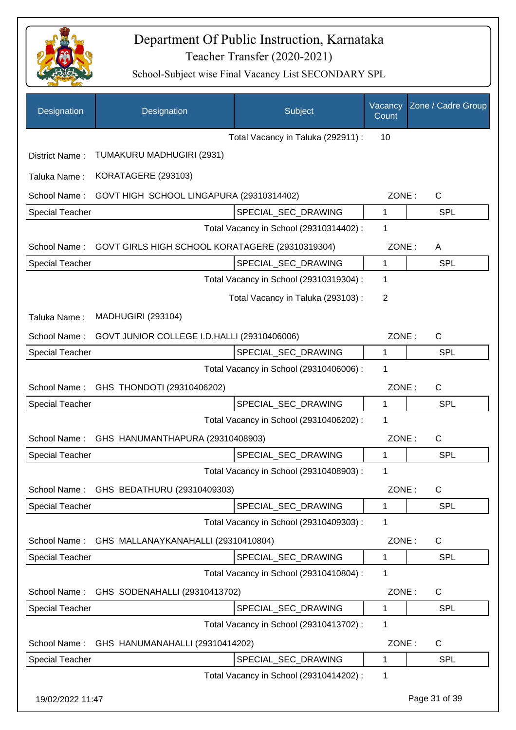# Department Of Public Instruction, Karnataka

Teacher Transfer (2020-2021)

School-Subject wise Final Vacancy List SECONDARY SPL

| Designation | Designation | Subject | Vacancy Count | Zone / Cadre Group |
|---|---|---|---|---|
| | | Total Vacancy in Taluka (292911) : | 10 | |
| District Name : | TUMAKURU MADHUGIRI (2931) | | | |
| Taluka Name : | KORATAGERE (293103) | | | |
| School Name : | GOVT HIGH SCHOOL LINGAPURA (29310314402) | | ZONE : | C |
| Special Teacher | | SPECIAL_SEC_DRAWING | 1 | SPL |
| | | Total Vacancy in School (29310314402) : | 1 | |
| School Name : | GOVT GIRLS HIGH SCHOOL KORATAGERE (29310319304) | | ZONE : | A |
| Special Teacher | | SPECIAL_SEC_DRAWING | 1 | SPL |
| | | Total Vacancy in School (29310319304) : | 1 | |
| | | Total Vacancy in Taluka (293103) : | 2 | |
| Taluka Name : | MADHUGIRI (293104) | | | |
| School Name : | GOVT JUNIOR COLLEGE I.D.HALLI (29310406006) | | ZONE : | C |
| Special Teacher | | SPECIAL_SEC_DRAWING | 1 | SPL |
| | | Total Vacancy in School (29310406006) : | 1 | |
| School Name : | GHS THONDOTI (29310406202) | | ZONE : | C |
| Special Teacher | | SPECIAL_SEC_DRAWING | 1 | SPL |
| | | Total Vacancy in School (29310406202) : | 1 | |
| School Name : | GHS HANUMANTHAPURA (29310408903) | | ZONE : | C |
| Special Teacher | | SPECIAL_SEC_DRAWING | 1 | SPL |
| | | Total Vacancy in School (29310408903) : | 1 | |
| School Name : | GHS BEDATHURU (29310409303) | | ZONE : | C |
| Special Teacher | | SPECIAL_SEC_DRAWING | 1 | SPL |
| | | Total Vacancy in School (29310409303) : | 1 | |
| School Name : | GHS MALLANAYKANAHALLI (29310410804) | | ZONE : | C |
| Special Teacher | | SPECIAL_SEC_DRAWING | 1 | SPL |
| | | Total Vacancy in School (29310410804) : | 1 | |
| School Name : | GHS SODENAHALLI (29310413702) | | ZONE : | C |
| Special Teacher | | SPECIAL_SEC_DRAWING | 1 | SPL |
| | | Total Vacancy in School (29310413702) : | 1 | |
| School Name : | GHS HANUMANAHALLI (29310414202) | | ZONE : | C |
| Special Teacher | | SPECIAL_SEC_DRAWING | 1 | SPL |
| | | Total Vacancy in School (29310414202) : | 1 | |

19/02/2022 11:47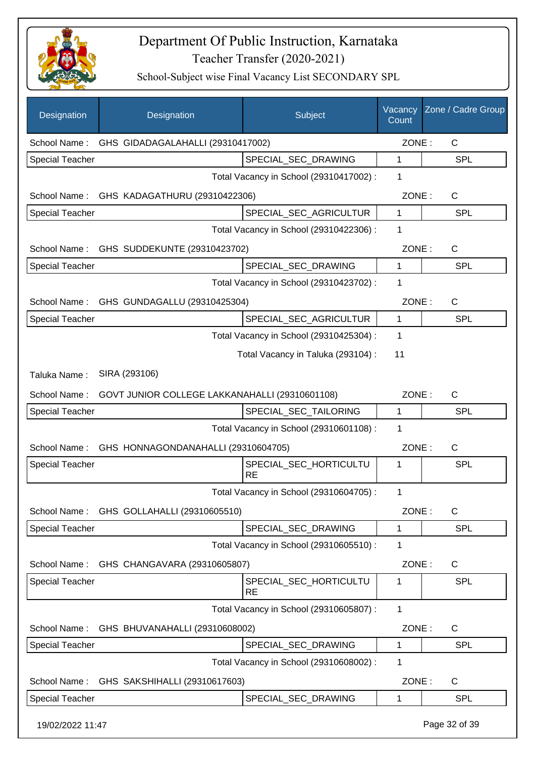# Department Of Public Instruction, Karnataka

Teacher Transfer (2020-2021)

School-Subject wise Final Vacancy List SECONDARY SPL

| Designation | Designation | Subject | Vacancy Count | Zone / Cadre Group |
|---|---|---|---|---|
| School Name : | GHS GIDADAGALAHALLI (29310417002) | | ZONE : | C |
| Special Teacher | | SPECIAL_SEC_DRAWING | 1 | SPL |
| | | Total Vacancy in School (29310417002) : | 1 | |
| School Name : | GHS KADAGATHURU (29310422306) | | ZONE : | C |
| Special Teacher | | SPECIAL_SEC_AGRICULTUR | 1 | SPL |
| | | Total Vacancy in School (29310422306) : | 1 | |
| School Name : | GHS SUDDEKUNTE (29310423702) | | ZONE : | C |
| Special Teacher | | SPECIAL_SEC_DRAWING | 1 | SPL |
| | | Total Vacancy in School (29310423702) : | 1 | |
| School Name : | GHS GUNDAGALLU (29310425304) | | ZONE : | C |
| Special Teacher | | SPECIAL_SEC_AGRICULTUR | 1 | SPL |
| | | Total Vacancy in School (29310425304) : | 1 | |
| | | Total Vacancy in Taluka (293104) : | 11 | |
| Taluka Name : | SIRA (293106) | | | |
| School Name : | GOVT JUNIOR COLLEGE LAKKANAHALLI (29310601108) | | ZONE : | C |
| Special Teacher | | SPECIAL_SEC_TAILORING | 1 | SPL |
| | | Total Vacancy in School (29310601108) : | 1 | |
| School Name : | GHS HONNAGONDANAHALLI (29310604705) | | ZONE : | C |
| Special Teacher | | SPECIAL_SEC_HORTICULTURE | 1 | SPL |
| | | Total Vacancy in School (29310604705) : | 1 | |
| School Name : | GHS GOLLAHALLI (29310605510) | | ZONE : | C |
| Special Teacher | | SPECIAL_SEC_DRAWING | 1 | SPL |
| | | Total Vacancy in School (29310605510) : | 1 | |
| School Name : | GHS CHANGAVARA (29310605807) | | ZONE : | C |
| Special Teacher | | SPECIAL_SEC_HORTICULTURE | 1 | SPL |
| | | Total Vacancy in School (29310605807) : | 1 | |
| School Name : | GHS BHUVANAHALLI (29310608002) | | ZONE : | C |
| Special Teacher | | SPECIAL_SEC_DRAWING | 1 | SPL |
| | | Total Vacancy in School (29310608002) : | 1 | |
| School Name : | GHS SAKSHIHALLI (29310617603) | | ZONE : | C |
| Special Teacher | | SPECIAL_SEC_DRAWING | 1 | SPL |

19/02/2022 11:47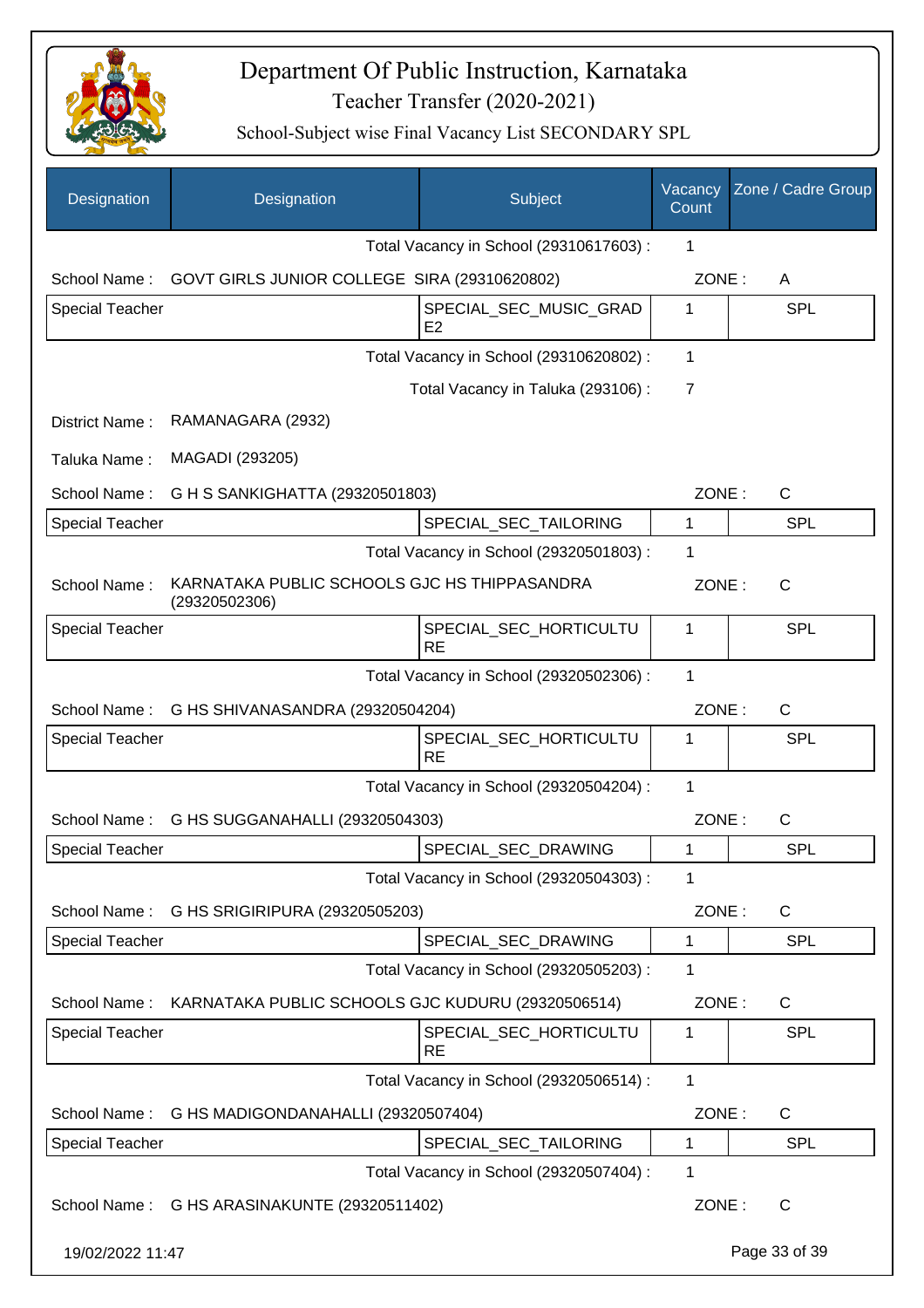# Department Of Public Instruction, Karnataka

Teacher Transfer (2020-2021)

School-Subject wise Final Vacancy List SECONDARY SPL

| Designation | Designation | Subject | Vacancy Count | Zone / Cadre Group |
|---|---|---|---|---|
| | | Total Vacancy in School (29310617603) : | 1 | |
| School Name : | GOVT GIRLS JUNIOR COLLEGE SIRA (29310620802) | | ZONE : | A |
| Special Teacher | | SPECIAL_SEC_MUSIC_GRADE2 | 1 | SPL |
| | | Total Vacancy in School (29310620802) : | 1 | |
| | | Total Vacancy in Taluka (293106) : | 7 | |
| District Name : | RAMANAGARA (2932) | | | |
| Taluka Name : | MAGADI (293205) | | | |
| School Name : | G H S SANKIGHATTA (29320501803) | | ZONE : | C |
| Special Teacher | | SPECIAL_SEC_TAILORING | 1 | SPL |
| | | Total Vacancy in School (29320501803) : | 1 | |
| School Name : | KARNATAKA PUBLIC SCHOOLS GJC HS THIPPASANDRA (29320502306) | | ZONE : | C |
| Special Teacher | | SPECIAL_SEC_HORTICULTURE | 1 | SPL |
| | | Total Vacancy in School (29320502306) : | 1 | |
| School Name : | G HS SHIVANASANDRA (29320504204) | | ZONE : | C |
| Special Teacher | | SPECIAL_SEC_HORTICULTURE | 1 | SPL |
| | | Total Vacancy in School (29320504204) : | 1 | |
| School Name : | G HS SUGGANAHALLI (29320504303) | | ZONE : | C |
| Special Teacher | | SPECIAL_SEC_DRAWING | 1 | SPL |
| | | Total Vacancy in School (29320504303) : | 1 | |
| School Name : | G HS SRIGIRIPURA (29320505203) | | ZONE : | C |
| Special Teacher | | SPECIAL_SEC_DRAWING | 1 | SPL |
| | | Total Vacancy in School (29320505203) : | 1 | |
| School Name : | KARNATAKA PUBLIC SCHOOLS GJC KUDURU (29320506514) | | ZONE : | C |
| Special Teacher | | SPECIAL_SEC_HORTICULTURE | 1 | SPL |
| | | Total Vacancy in School (29320506514) : | 1 | |
| School Name : | G HS MADIGONDANAHALLI (29320507404) | | ZONE : | C |
| Special Teacher | | SPECIAL_SEC_TAILORING | 1 | SPL |
| | | Total Vacancy in School (29320507404) : | 1 | |
| School Name : | G HS ARASINAKUNTE (29320511402) | | ZONE : | C |

19/02/2022 11:47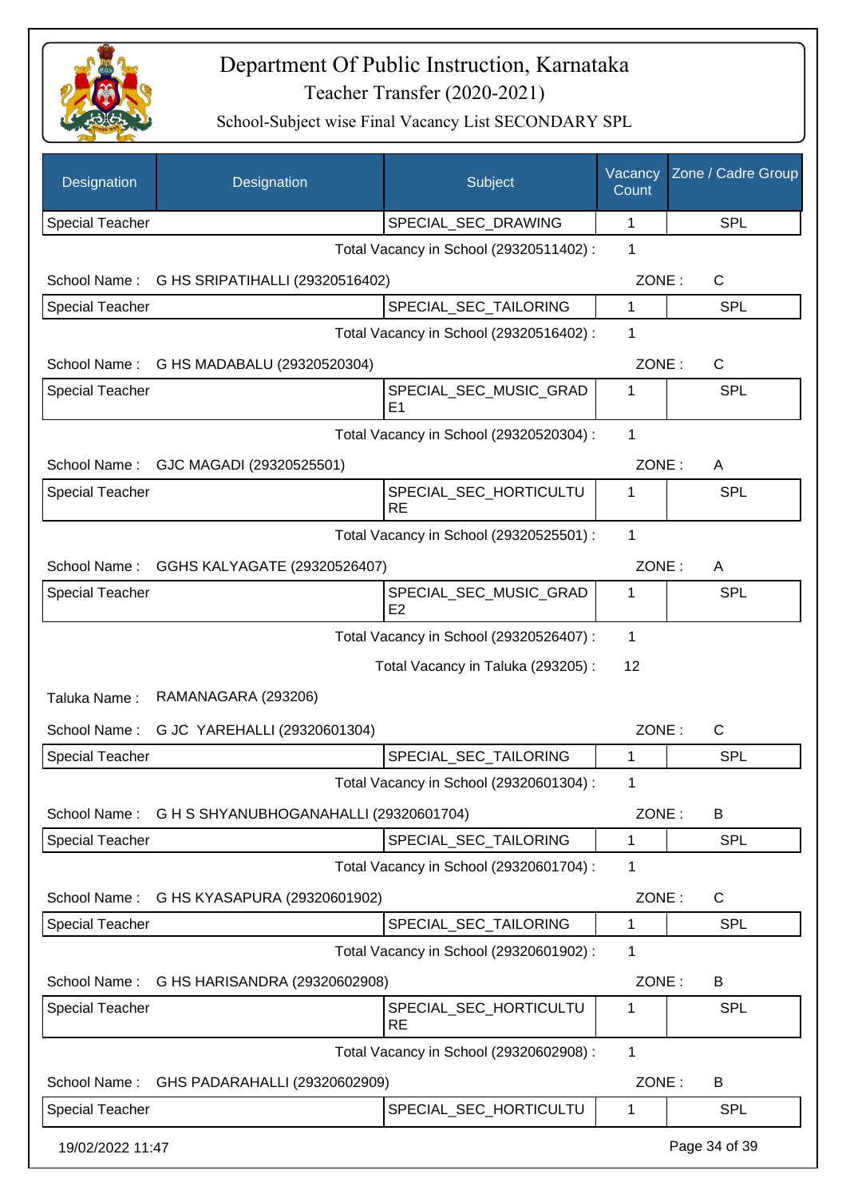# Department Of Public Instruction, Karnataka

Teacher Transfer (2020-2021)

School-Subject wise Final Vacancy List SECONDARY SPL

| Designation | Designation | Subject | Vacancy Count | Zone / Cadre Group |
|---|---|---|---|---|
| Special Teacher | | SPECIAL_SEC_DRAWING | 1 | SPL |
| | | Total Vacancy in School (29320511402) : | 1 | |
| School Name : | G HS SRIPATIHALLI (29320516402) | | ZONE : | C |
| Special Teacher | | SPECIAL_SEC_TAILORING | 1 | SPL |
| | | Total Vacancy in School (29320516402) : | 1 | |
| School Name : | G HS MADABALU (29320520304) | | ZONE : | C |
| Special Teacher | | SPECIAL_SEC_MUSIC_GRADE1 | 1 | SPL |
| | | Total Vacancy in School (29320520304) : | 1 | |
| School Name : | GJC MAGADI (29320525501) | | ZONE : | A |
| Special Teacher | | SPECIAL_SEC_HORTICULTURE | 1 | SPL |
| | | Total Vacancy in School (29320525501) : | 1 | |
| School Name : | GGHS KALYAGATE (29320526407) | | ZONE : | A |
| Special Teacher | | SPECIAL_SEC_MUSIC_GRADE2 | 1 | SPL |
| | | Total Vacancy in School (29320526407) : | 1 | |
| | | Total Vacancy in Taluka (293205) : | 12 | |
| Taluka Name : | RAMANAGARA (293206) | | | |
| School Name : | G JC YAREHALLI (29320601304) | | ZONE : | C |
| Special Teacher | | SPECIAL_SEC_TAILORING | 1 | SPL |
| | | Total Vacancy in School (29320601304) : | 1 | |
| School Name : | G H S SHYANUBHOGANAHALLI (29320601704) | | ZONE : | B |
| Special Teacher | | SPECIAL_SEC_TAILORING | 1 | SPL |
| | | Total Vacancy in School (29320601704) : | 1 | |
| School Name : | G HS KYASAPURA (29320601902) | | ZONE : | C |
| Special Teacher | | SPECIAL_SEC_TAILORING | 1 | SPL |
| | | Total Vacancy in School (29320601902) : | 1 | |
| School Name : | G HS HARISANDRA (29320602908) | | ZONE : | B |
| Special Teacher | | SPECIAL_SEC_HORTICULTURE | 1 | SPL |
| | | Total Vacancy in School (29320602908) : | 1 | |
| School Name : | GHS PADARAHALLI (29320602909) | | ZONE : | B |
| Special Teacher | | SPECIAL_SEC_HORTICULTU | 1 | SPL |

19/02/2022 11:47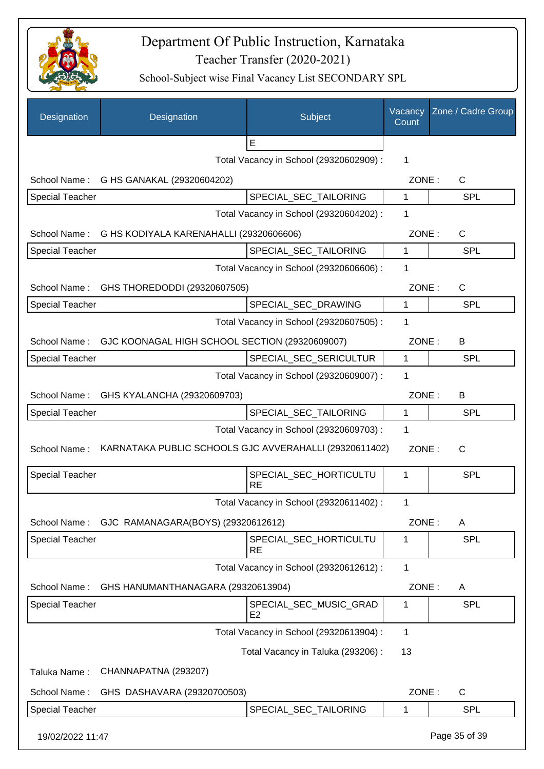# Department Of Public Instruction, Karnataka

Teacher Transfer (2020-2021)

School-Subject wise Final Vacancy List SECONDARY SPL

| Designation | Designation | Subject | Vacancy Count | Zone / Cadre Group |
|---|---|---|---|---|
| | | E | | |
| | | Total Vacancy in School (29320602909) : | 1 | |
| School Name : | G HS GANAKAL (29320604202) | | ZONE : | C |
| Special Teacher | | SPECIAL_SEC_TAILORING | 1 | SPL |
| | | Total Vacancy in School (29320604202) : | 1 | |
| School Name : | G HS KODIYALA KARENAHALLI (29320606606) | | ZONE : | C |
| Special Teacher | | SPECIAL_SEC_TAILORING | 1 | SPL |
| | | Total Vacancy in School (29320606606) : | 1 | |
| School Name : | GHS THOREDODDI (29320607505) | | ZONE : | C |
| Special Teacher | | SPECIAL_SEC_DRAWING | 1 | SPL |
| | | Total Vacancy in School (29320607505) : | 1 | |
| School Name : | GJC KOONAGAL HIGH SCHOOL SECTION (29320609007) | | ZONE : | B |
| Special Teacher | | SPECIAL_SEC_SERICULTUR | 1 | SPL |
| | | Total Vacancy in School (29320609007) : | 1 | |
| School Name : | GHS KYALANCHA (29320609703) | | ZONE : | B |
| Special Teacher | | SPECIAL_SEC_TAILORING | 1 | SPL |
| | | Total Vacancy in School (29320609703) : | 1 | |
| School Name : | KARNATAKA PUBLIC SCHOOLS GJC AVVERAHALLI (29320611402) | | ZONE : | C |
| Special Teacher | | SPECIAL_SEC_HORTICULTURE | 1 | SPL |
| | | Total Vacancy in School (29320611402) : | 1 | |
| School Name : | GJC RAMANAGARA(BOYS) (29320612612) | | ZONE : | A |
| Special Teacher | | SPECIAL_SEC_HORTICULTURE | 1 | SPL |
| | | Total Vacancy in School (29320612612) : | 1 | |
| School Name : | GHS HANUMANTHANAGARA (29320613904) | | ZONE : | A |
| Special Teacher | | SPECIAL_SEC_MUSIC_GRADE2 | 1 | SPL |
| | | Total Vacancy in School (29320613904) : | 1 | |
| | | Total Vacancy in Taluka (293206) : | 13 | |
| Taluka Name : | CHANNAPATNA (293207) | | | |
| School Name : | GHS DASHAVARA (29320700503) | | ZONE : | C |
| Special Teacher | | SPECIAL_SEC_TAILORING | 1 | SPL |

19/02/2022 11:47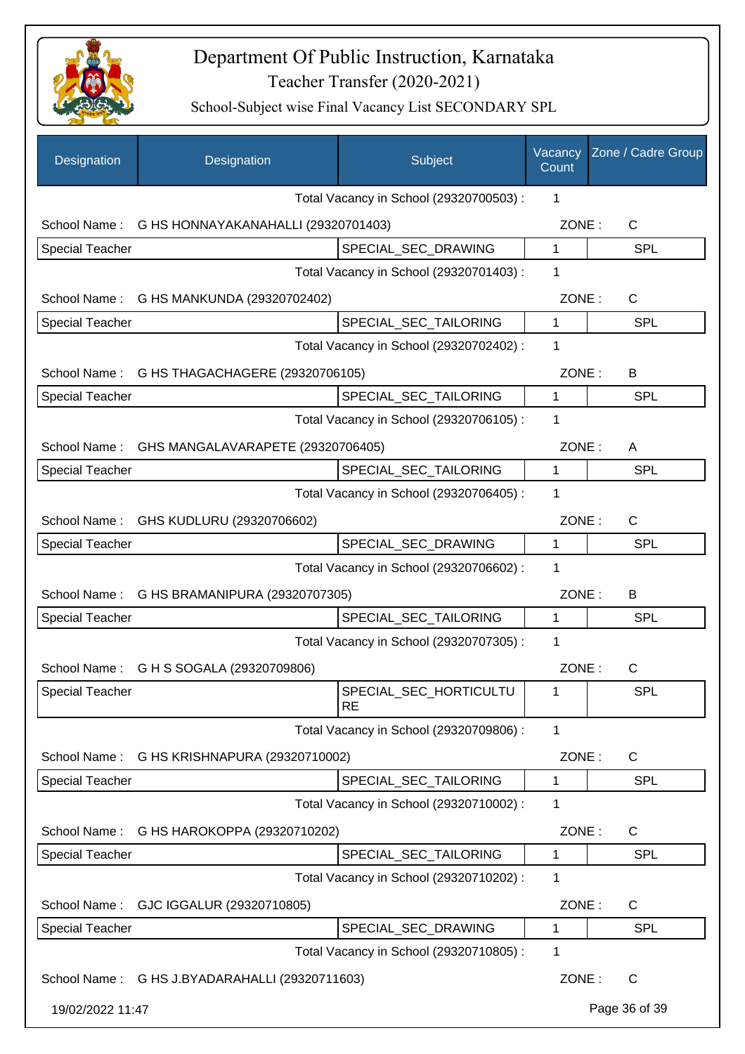# Department Of Public Instruction, Karnataka

Teacher Transfer (2020-2021)

School-Subject wise Final Vacancy List SECONDARY SPL

| Designation | Designation | Subject | Vacancy Count | Zone / Cadre Group |
|---|---|---|---|---|
| | | Total Vacancy in School (29320700503) : | 1 | |
| School Name : | G HS HONNAYAKANAHALLI (29320701403) | | ZONE : | C |
| Special Teacher | | SPECIAL_SEC_DRAWING | 1 | SPL |
| | | Total Vacancy in School (29320701403) : | 1 | |
| School Name : | G HS MANKUNDA (29320702402) | | ZONE : | C |
| Special Teacher | | SPECIAL_SEC_TAILORING | 1 | SPL |
| | | Total Vacancy in School (29320702402) : | 1 | |
| School Name : | G HS THAGACHAGERE (29320706105) | | ZONE : | B |
| Special Teacher | | SPECIAL_SEC_TAILORING | 1 | SPL |
| | | Total Vacancy in School (29320706105) : | 1 | |
| School Name : | GHS MANGALAVARAPETE (29320706405) | | ZONE : | A |
| Special Teacher | | SPECIAL_SEC_TAILORING | 1 | SPL |
| | | Total Vacancy in School (29320706405) : | 1 | |
| School Name : | GHS KUDLURU (29320706602) | | ZONE : | C |
| Special Teacher | | SPECIAL_SEC_DRAWING | 1 | SPL |
| | | Total Vacancy in School (29320706602) : | 1 | |
| School Name : | G HS BRAMANIPURA (29320707305) | | ZONE : | B |
| Special Teacher | | SPECIAL_SEC_TAILORING | 1 | SPL |
| | | Total Vacancy in School (29320707305) : | 1 | |
| School Name : | G H S SOGALA (29320709806) | | ZONE : | C |
| Special Teacher | | SPECIAL_SEC_HORTICULTURE | 1 | SPL |
| | | Total Vacancy in School (29320709806) : | 1 | |
| School Name : | G HS KRISHNAPURA (29320710002) | | ZONE : | C |
| Special Teacher | | SPECIAL_SEC_TAILORING | 1 | SPL |
| | | Total Vacancy in School (29320710002) : | 1 | |
| School Name : | G HS HAROKOPPA (29320710202) | | ZONE : | C |
| Special Teacher | | SPECIAL_SEC_TAILORING | 1 | SPL |
| | | Total Vacancy in School (29320710202) : | 1 | |
| School Name : | GJC IGGALUR (29320710805) | | ZONE : | C |
| Special Teacher | | SPECIAL_SEC_DRAWING | 1 | SPL |
| | | Total Vacancy in School (29320710805) : | 1 | |
| School Name : | G HS J.BYADARAHALLI (29320711603) | | ZONE : | C |

19/02/2022 11:47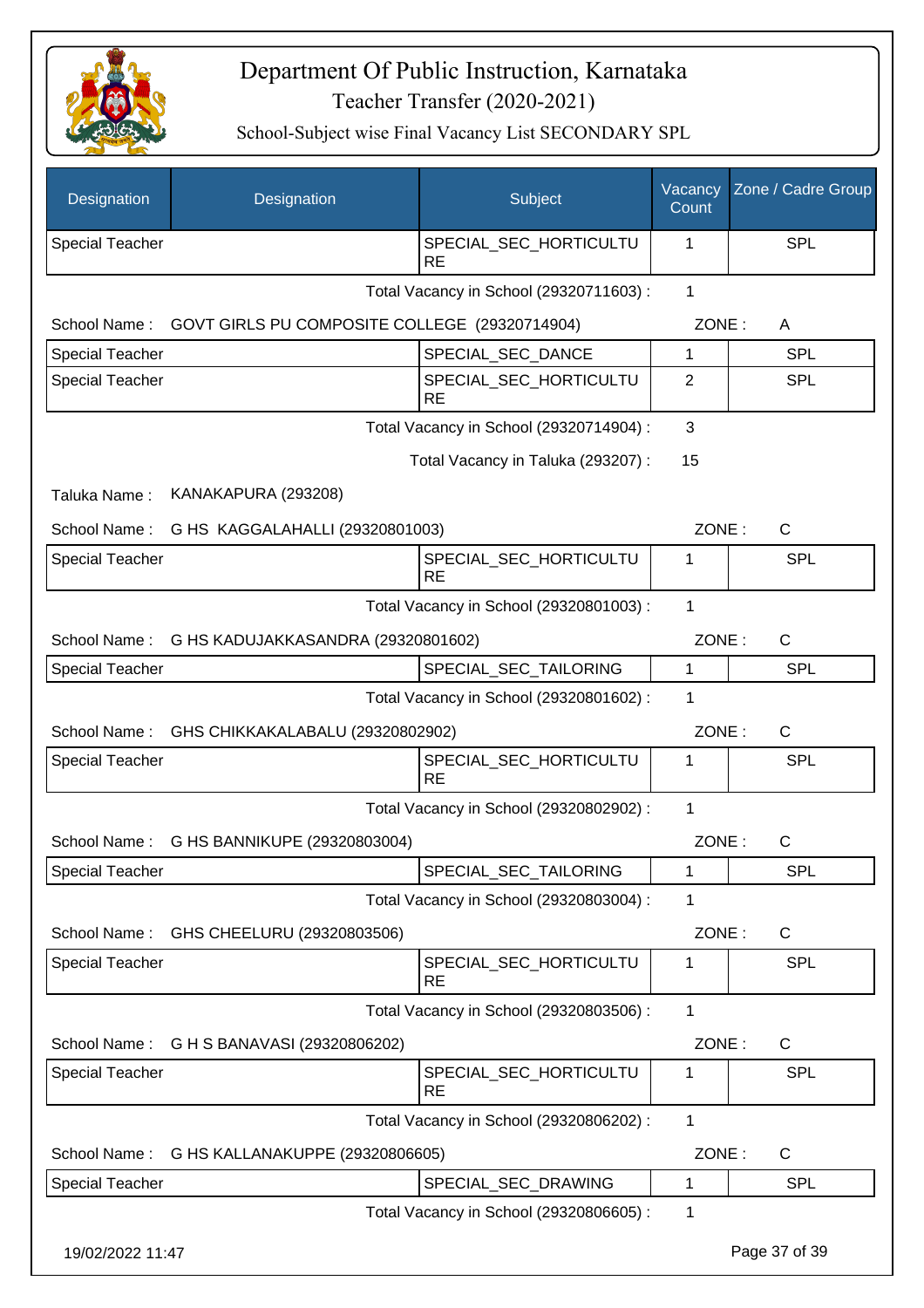# Department Of Public Instruction, Karnataka

Teacher Transfer (2020-2021)

School-Subject wise Final Vacancy List SECONDARY SPL

| Designation | Designation | Subject | Vacancy Count | Zone / Cadre Group |
|---|---|---|---|---|
| Special Teacher | | SPECIAL_SEC_HORTICULTURE | 1 | SPL |

Total Vacancy in School (29320711603) : 1

School Name : GOVT GIRLS PU COMPOSITE COLLEGE (29320714904) ZONE : A

| Designation | Designation | Subject | Vacancy Count | Zone / Cadre Group |
|---|---|---|---|---|
| Special Teacher | | SPECIAL_SEC_DANCE | 1 | SPL |
| Special Teacher | | SPECIAL_SEC_HORTICULTURE | 2 | SPL |

Total Vacancy in School (29320714904) : 3

Total Vacancy in Taluka (293207) : 15

Taluka Name : KANAKAPURA (293208)

School Name : G HS KAGGALAHALLI (29320801003) ZONE : C

| Designation | Designation | Subject | Vacancy Count | Zone / Cadre Group |
|---|---|---|---|---|
| Special Teacher | | SPECIAL_SEC_HORTICULTURE | 1 | SPL |

Total Vacancy in School (29320801003) : 1

School Name : G HS KADUJAKKASANDRA (29320801602) ZONE : C

| Designation | Designation | Subject | Vacancy Count | Zone / Cadre Group |
|---|---|---|---|---|
| Special Teacher | | SPECIAL_SEC_TAILORING | 1 | SPL |

Total Vacancy in School (29320801602) : 1

School Name : GHS CHIKKAKALABALU (29320802902) ZONE : C

| Designation | Designation | Subject | Vacancy Count | Zone / Cadre Group |
|---|---|---|---|---|
| Special Teacher | | SPECIAL_SEC_HORTICULTURE | 1 | SPL |

Total Vacancy in School (29320802902) : 1

School Name : G HS BANNIKUPE (29320803004) ZONE : C

| Designation | Designation | Subject | Vacancy Count | Zone / Cadre Group |
|---|---|---|---|---|
| Special Teacher | | SPECIAL_SEC_TAILORING | 1 | SPL |

Total Vacancy in School (29320803004) : 1

School Name : GHS CHEELURU (29320803506) ZONE : C

| Designation | Designation | Subject | Vacancy Count | Zone / Cadre Group |
|---|---|---|---|---|
| Special Teacher | | SPECIAL_SEC_HORTICULTURE | 1 | SPL |

Total Vacancy in School (29320803506) : 1

School Name : G H S BANAVASI (29320806202) ZONE : C

| Designation | Designation | Subject | Vacancy Count | Zone / Cadre Group |
|---|---|---|---|---|
| Special Teacher | | SPECIAL_SEC_HORTICULTURE | 1 | SPL |

Total Vacancy in School (29320806202) : 1

School Name : G HS KALLANAKUPPE (29320806605) ZONE : C

| Designation | Designation | Subject | Vacancy Count | Zone / Cadre Group |
|---|---|---|---|---|
| Special Teacher | | SPECIAL_SEC_DRAWING | 1 | SPL |

Total Vacancy in School (29320806605) : 1

19/02/2022 11:47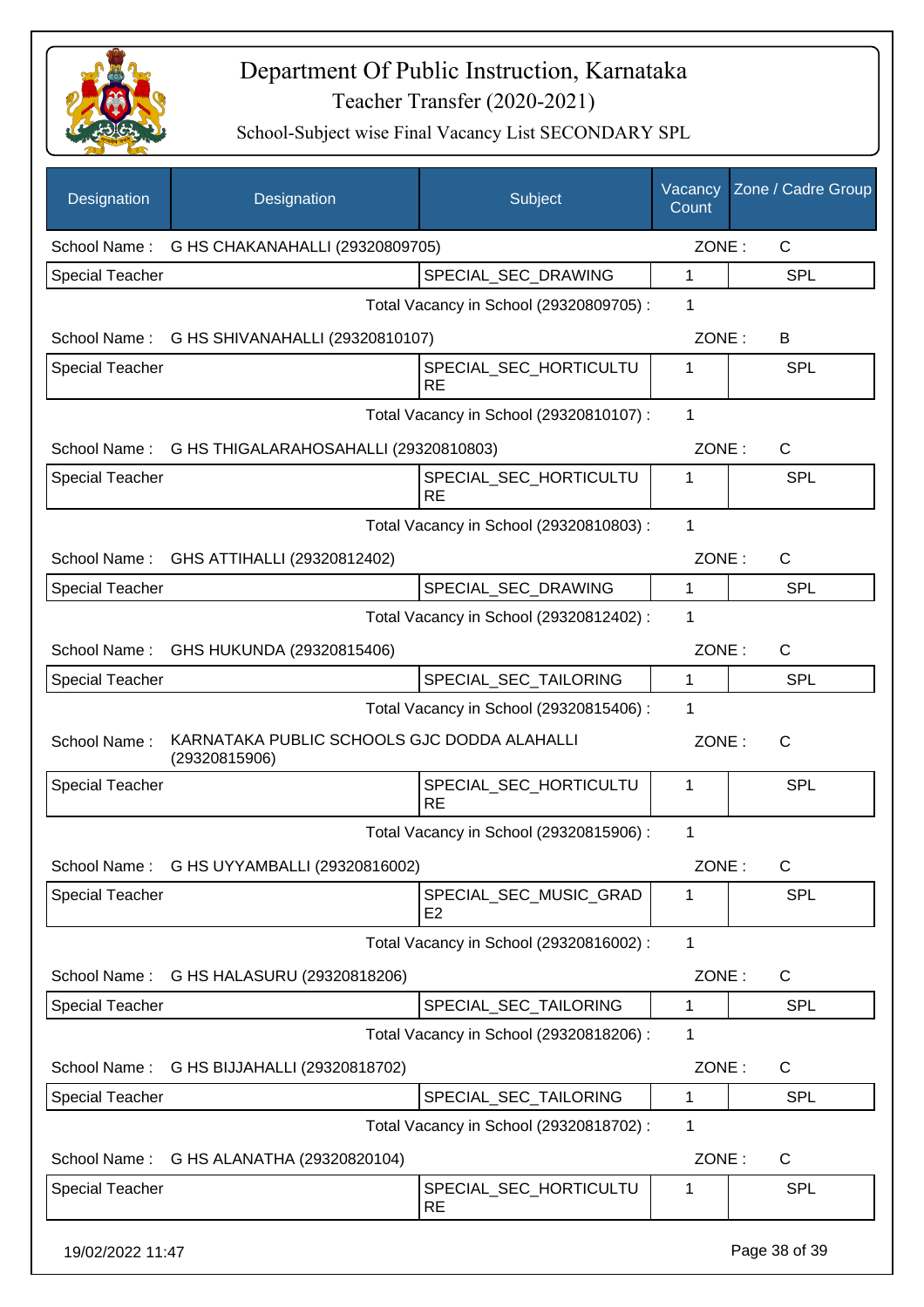# Department Of Public Instruction, Karnataka

## Teacher Transfer (2020-2021)

### School-Subject wise Final Vacancy List SECONDARY SPL

| Designation | Designation | Subject | Vacancy Count | Zone / Cadre Group |
|---|---|---|---|---|
| School Name : | G HS CHAKANAHALLI (29320809705) | | ZONE : | C |
| Special Teacher | | SPECIAL_SEC_DRAWING | 1 | SPL |
| | | Total Vacancy in School (29320809705) : | 1 | |
| School Name : | G HS SHIVANAHALLI (29320810107) | | ZONE : | B |
| Special Teacher | | SPECIAL_SEC_HORTICULTURE | 1 | SPL |
| | | Total Vacancy in School (29320810107) : | 1 | |
| School Name : | G HS THIGALARAHOSAHALLI (29320810803) | | ZONE : | C |
| Special Teacher | | SPECIAL_SEC_HORTICULTURE | 1 | SPL |
| | | Total Vacancy in School (29320810803) : | 1 | |
| School Name : | GHS ATTIHALLI (29320812402) | | ZONE : | C |
| Special Teacher | | SPECIAL_SEC_DRAWING | 1 | SPL |
| | | Total Vacancy in School (29320812402) : | 1 | |
| School Name : | GHS HUKUNDA (29320815406) | | ZONE : | C |
| Special Teacher | | SPECIAL_SEC_TAILORING | 1 | SPL |
| | | Total Vacancy in School (29320815406) : | 1 | |
| School Name : | KARNATAKA PUBLIC SCHOOLS GJC DODDA ALAHALLI (29320815906) | | ZONE : | C |
| Special Teacher | | SPECIAL_SEC_HORTICULTURE | 1 | SPL |
| | | Total Vacancy in School (29320815906) : | 1 | |
| School Name : | G HS UYYAMBALLI (29320816002) | | ZONE : | C |
| Special Teacher | | SPECIAL_SEC_MUSIC_GRADE2 | 1 | SPL |
| | | Total Vacancy in School (29320816002) : | 1 | |
| School Name : | G HS HALASURU (29320818206) | | ZONE : | C |
| Special Teacher | | SPECIAL_SEC_TAILORING | 1 | SPL |
| | | Total Vacancy in School (29320818206) : | 1 | |
| School Name : | G HS BIJJAHALLI (29320818702) | | ZONE : | C |
| Special Teacher | | SPECIAL_SEC_TAILORING | 1 | SPL |
| | | Total Vacancy in School (29320818702) : | 1 | |
| School Name : | G HS ALANATHA (29320820104) | | ZONE : | C |
| Special Teacher | | SPECIAL_SEC_HORTICULTURE | 1 | SPL |

19/02/2022 11:47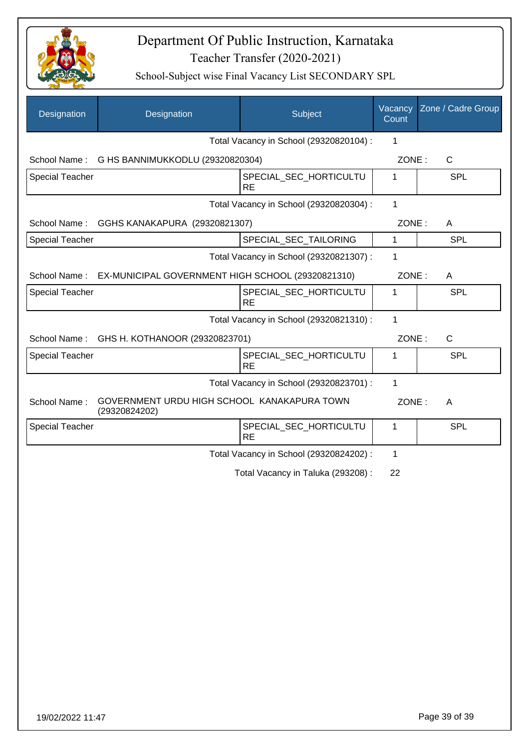# Department Of Public Instruction, Karnataka

## Teacher Transfer (2020-2021)

### School-Subject wise Final Vacancy List SECONDARY SPL

| Designation | Designation | Subject | Vacancy Count | Zone / Cadre Group |
|---|---|---|---|---|
| | | Total Vacancy in School (29320820104) : | 1 | |
| School Name : | G HS BANNIMUKKODLU (29320820304) | | ZONE : | C |
| Special Teacher | | SPECIAL_SEC_HORTICULTURE | 1 | SPL |
| | | Total Vacancy in School (29320820304) : | 1 | |
| School Name : | GGHS KANAKAPURA (29320821307) | | ZONE : | A |
| Special Teacher | | SPECIAL_SEC_TAILORING | 1 | SPL |
| | | Total Vacancy in School (29320821307) : | 1 | |
| School Name : | EX-MUNICIPAL GOVERNMENT HIGH SCHOOL (29320821310) | | ZONE : | A |
| Special Teacher | | SPECIAL_SEC_HORTICULTURE | 1 | SPL |
| | | Total Vacancy in School (29320821310) : | 1 | |
| School Name : | GHS H. KOTHANOOR (29320823701) | | ZONE : | C |
| Special Teacher | | SPECIAL_SEC_HORTICULTURE | 1 | SPL |
| | | Total Vacancy in School (29320823701) : | 1 | |
| School Name : | GOVERNMENT URDU HIGH SCHOOL KANAKAPURA TOWN (29320824202) | | ZONE : | A |
| Special Teacher | | SPECIAL_SEC_HORTICULTURE | 1 | SPL |
| | | Total Vacancy in School (29320824202) : | 1 | |
| | | Total Vacancy in Taluka (293208) : | 22 | |

19/02/2022 11:47